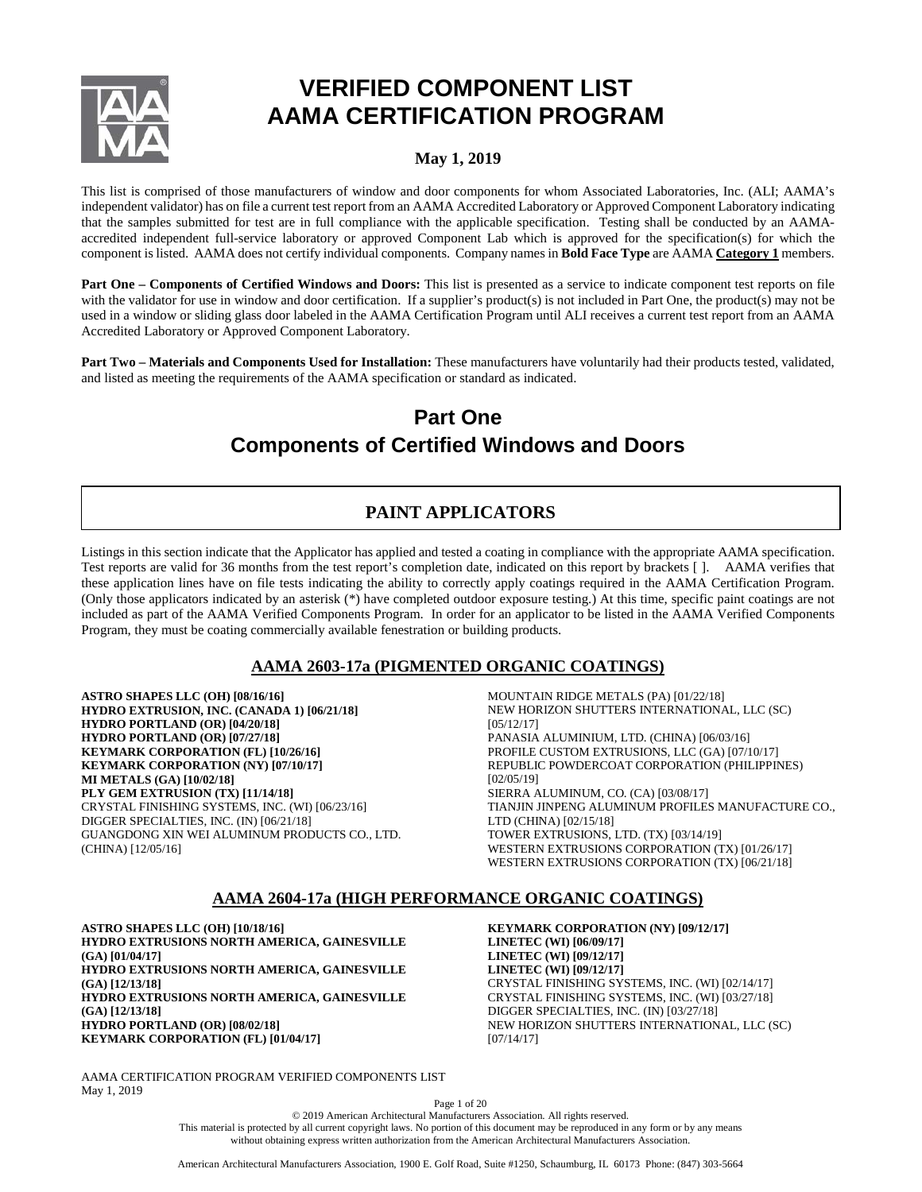# VERIFIED COMPONENT LIST AAMA CERTIFICATION PROGRAM

**May 1, 2019**

This list is comprised of those manufacturers of window and door components for whom Associated Laboratories, Inc. (ALI; AAMA's independent validator) has on file a current test report from an AAMA Accredited Laboratory or Approved Component Laboratory indicating that the samples submitted for test are in full compliance with the applicable specification. Testing shall be conducted by an AAMA-accredited independent full-service laboratory or approved Component Lab which is approved for the specification(s) for which the component is listed. AAMA does not certify individual components. Company names in **Bold Face Type** are AAMA **Category 1** members.

**Part One – Components of Certified Windows and Doors:** This list is presented as a service to indicate component test reports on file with the validator for use in window and door certification. If a supplier's product(s) is not included in Part One, the product(s) may not be used in a window or sliding glass door labeled in the AAMA Certification Program until ALI receives a current test report from an AAMA Accredited Laboratory or Approved Component Laboratory.

**Part Two – Materials and Components Used for Installation:** These manufacturers have voluntarily had their products tested, validated, and listed as meeting the requirements of the AAMA specification or standard as indicated.

# Part One
# Components of Certified Windows and Doors

## PAINT APPLICATORS

Listings in this section indicate that the Applicator has applied and tested a coating in compliance with the appropriate AAMA specification. Test reports are valid for 36 months from the test report's completion date, indicated on this report by brackets [ ]. AAMA verifies that these application lines have on file tests indicating the ability to correctly apply coatings required in the AAMA Certification Program. (Only those applicators indicated by an asterisk (*) have completed outdoor exposure testing.) At this time, specific paint coatings are not included as part of the AAMA Verified Components Program. In order for an applicator to be listed in the AAMA Verified Components Program, they must be coating commercially available fenestration or building products.

### AAMA 2603-17a (PIGMENTED ORGANIC COATINGS)

**ASTRO SHAPES LLC (OH) [08/16/16]**
**HYDRO EXTRUSION, INC. (CANADA 1) [06/21/18]**
**HYDRO PORTLAND (OR) [04/20/18]**
**HYDRO PORTLAND (OR) [07/27/18]**
**KEYMARK CORPORATION (FL) [10/26/16]**
**KEYMARK CORPORATION (NY) [07/10/17]**
**MI METALS (GA) [10/02/18]**
**PLY GEM EXTRUSION (TX) [11/14/18]**
CRYSTAL FINISHING SYSTEMS, INC. (WI) [06/23/16]
DIGGER SPECIALTIES, INC. (IN) [06/21/18]
GUANGDONG XIN WEI ALUMINUM PRODUCTS CO., LTD. (CHINA) [12/05/16]
MOUNTAIN RIDGE METALS (PA) [01/22/18]
NEW HORIZON SHUTTERS INTERNATIONAL, LLC (SC) [05/12/17]
PANASIA ALUMINIUM, LTD. (CHINA) [06/03/16]
PROFILE CUSTOM EXTRUSIONS, LLC (GA) [07/10/17]
REPUBLIC POWDERCOAT CORPORATION (PHILIPPINES) [02/05/19]
SIERRA ALUMINUM, CO. (CA) [03/08/17]
TIANJIN JINPENG ALUMINUM PROFILES MANUFACTURE CO., LTD (CHINA) [02/15/18]
TOWER EXTRUSIONS, LTD. (TX) [03/14/19]
WESTERN EXTRUSIONS CORPORATION (TX) [01/26/17]
WESTERN EXTRUSIONS CORPORATION (TX) [06/21/18]

### AAMA 2604-17a (HIGH PERFORMANCE ORGANIC COATINGS)

**ASTRO SHAPES LLC (OH) [10/18/16]**
**HYDRO EXTRUSIONS NORTH AMERICA, GAINESVILLE (GA) [01/04/17]**
**HYDRO EXTRUSIONS NORTH AMERICA, GAINESVILLE (GA) [12/13/18]**
**HYDRO EXTRUSIONS NORTH AMERICA, GAINESVILLE (GA) [12/13/18]**
**HYDRO PORTLAND (OR) [08/02/18]**
**KEYMARK CORPORATION (FL) [01/04/17]**
**KEYMARK CORPORATION (NY) [09/12/17]**
**LINETEC (WI) [06/09/17]**
**LINETEC (WI) [09/12/17]**
**LINETEC (WI) [09/12/17]**
CRYSTAL FINISHING SYSTEMS, INC. (WI) [02/14/17]
CRYSTAL FINISHING SYSTEMS, INC. (WI) [03/27/18]
DIGGER SPECIALTIES, INC. (IN) [03/27/18]
NEW HORIZON SHUTTERS INTERNATIONAL, LLC (SC) [07/14/17]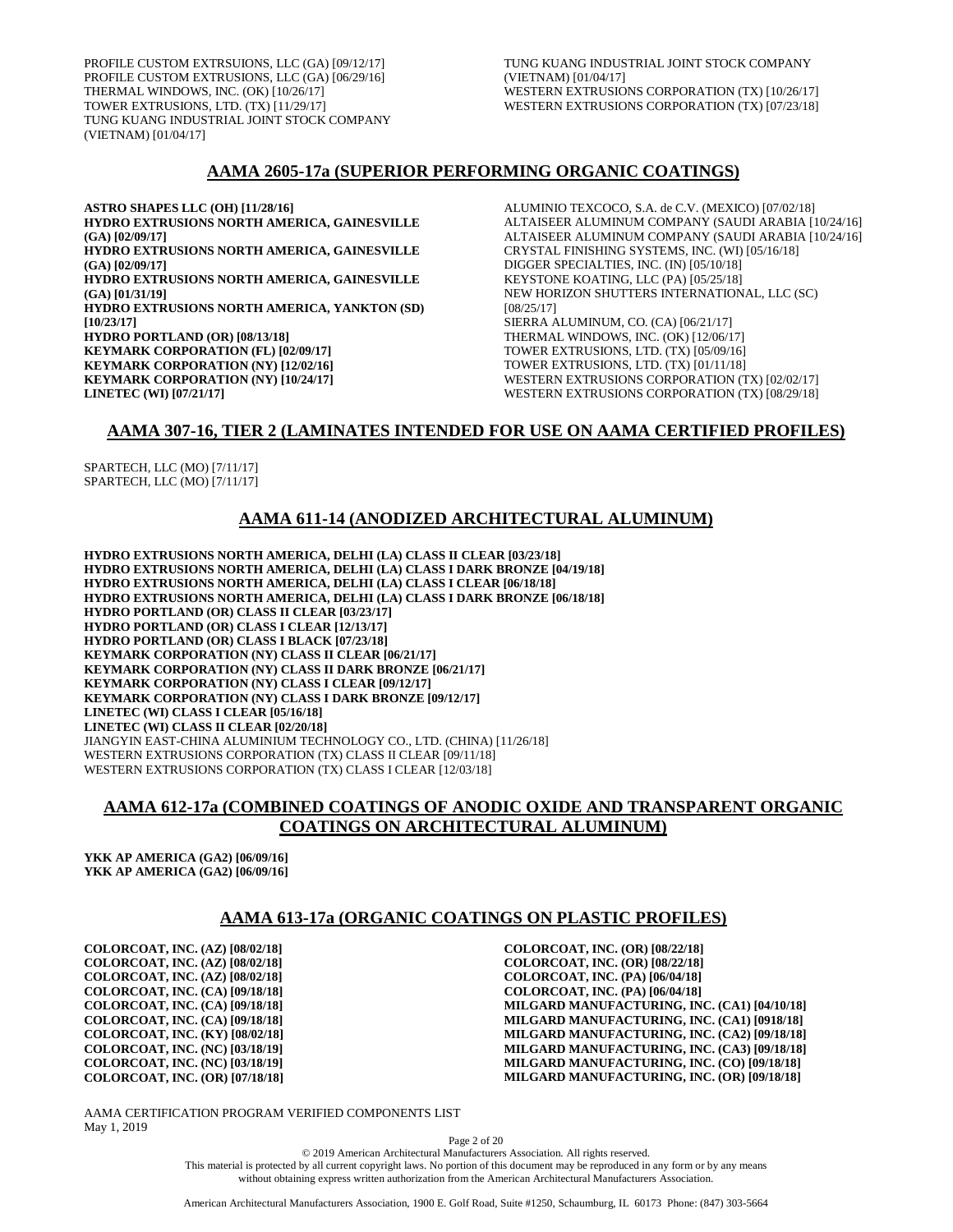PROFILE CUSTOM EXTRSUIONS, LLC (GA) [09/12/17]
PROFILE CUSTOM EXTRUSIONS, LLC (GA) [06/29/16]
THERMAL WINDOWS, INC. (OK) [10/26/17]
TOWER EXTRUSIONS, LTD. (TX) [11/29/17]
TUNG KUANG INDUSTRIAL JOINT STOCK COMPANY (VIETNAM) [01/04/17]
TUNG KUANG INDUSTRIAL JOINT STOCK COMPANY (VIETNAM) [01/04/17]
WESTERN EXTRUSIONS CORPORATION (TX) [10/26/17]
WESTERN EXTRUSIONS CORPORATION (TX) [07/23/18]

## AAMA 2605-17a (SUPERIOR PERFORMING ORGANIC COATINGS)

**ASTRO SHAPES LLC (OH) [11/28/16]**
**HYDRO EXTRUSIONS NORTH AMERICA, GAINESVILLE (GA) [02/09/17]**
**HYDRO EXTRUSIONS NORTH AMERICA, GAINESVILLE (GA) [02/09/17]**
**HYDRO EXTRUSIONS NORTH AMERICA, GAINESVILLE (GA) [01/31/19]**
**HYDRO EXTRUSIONS NORTH AMERICA, YANKTON (SD) [10/23/17]**
**HYDRO PORTLAND (OR) [08/13/18]**
**KEYMARK CORPORATION (FL) [02/09/17]**
**KEYMARK CORPORATION (NY) [12/02/16]**
**KEYMARK CORPORATION (NY) [10/24/17]**
**LINETEC (WI) [07/21/17]**
ALUMINIO TEXCOCO, S.A. de C.V. (MEXICO) [07/02/18]
ALTAISEER ALUMINUM COMPANY (SAUDI ARABIA [10/24/16]
ALTAISEER ALUMINUM COMPANY (SAUDI ARABIA [10/24/16]
CRYSTAL FINISHING SYSTEMS, INC. (WI) [05/16/18]
DIGGER SPECIALTIES, INC. (IN) [05/10/18]
KEYSTONE KOATING, LLC (PA) [05/25/18]
NEW HORIZON SHUTTERS INTERNATIONAL, LLC (SC) [08/25/17]
SIERRA ALUMINUM, CO. (CA) [06/21/17]
THERMAL WINDOWS, INC. (OK) [12/06/17]
TOWER EXTRUSIONS, LTD. (TX) [05/09/16]
TOWER EXTRUSIONS, LTD. (TX) [01/11/18]
WESTERN EXTRUSIONS CORPORATION (TX) [02/02/17]
WESTERN EXTRUSIONS CORPORATION (TX) [08/29/18]

## AAMA 307-16, TIER 2 (LAMINATES INTENDED FOR USE ON AAMA CERTIFIED PROFILES)

SPARTECH, LLC (MO) [7/11/17]
SPARTECH, LLC (MO) [7/11/17]

## AAMA 611-14 (ANODIZED ARCHITECTURAL ALUMINUM)

**HYDRO EXTRUSIONS NORTH AMERICA, DELHI (LA) CLASS II CLEAR [03/23/18]**
**HYDRO EXTRUSIONS NORTH AMERICA, DELHI (LA) CLASS I DARK BRONZE [04/19/18]**
**HYDRO EXTRUSIONS NORTH AMERICA, DELHI (LA) CLASS I CLEAR [06/18/18]**
**HYDRO EXTRUSIONS NORTH AMERICA, DELHI (LA) CLASS I DARK BRONZE [06/18/18]**
**HYDRO PORTLAND (OR) CLASS II CLEAR [03/23/17]**
**HYDRO PORTLAND (OR) CLASS I CLEAR [12/13/17]**
**HYDRO PORTLAND (OR) CLASS I BLACK [07/23/18]**
**KEYMARK CORPORATION (NY) CLASS II CLEAR [06/21/17]**
**KEYMARK CORPORATION (NY) CLASS II DARK BRONZE [06/21/17]**
**KEYMARK CORPORATION (NY) CLASS I CLEAR [09/12/17]**
**KEYMARK CORPORATION (NY) CLASS I DARK BRONZE [09/12/17]**
**LINETEC (WI) CLASS I CLEAR [05/16/18]**
**LINETEC (WI) CLASS II CLEAR [02/20/18]**
JIANGYIN EAST-CHINA ALUMINIUM TECHNOLOGY CO., LTD. (CHINA) [11/26/18]
WESTERN EXTRUSIONS CORPORATION (TX) CLASS II CLEAR [09/11/18]
WESTERN EXTRUSIONS CORPORATION (TX) CLASS I CLEAR [12/03/18]

## AAMA 612-17a (COMBINED COATINGS OF ANODIC OXIDE AND TRANSPARENT ORGANIC COATINGS ON ARCHITECTURAL ALUMINUM)

**YKK AP AMERICA (GA2) [06/09/16]**
**YKK AP AMERICA (GA2) [06/09/16]**

## AAMA 613-17a (ORGANIC COATINGS ON PLASTIC PROFILES)

**COLORCOAT, INC. (AZ) [08/02/18]**
**COLORCOAT, INC. (AZ) [08/02/18]**
**COLORCOAT, INC. (AZ) [08/02/18]**
**COLORCOAT, INC. (CA) [09/18/18]**
**COLORCOAT, INC. (CA) [09/18/18]**
**COLORCOAT, INC. (CA) [09/18/18]**
**COLORCOAT, INC. (KY) [08/02/18]**
**COLORCOAT, INC. (NC) [03/18/19]**
**COLORCOAT, INC. (NC) [03/18/19]**
**COLORCOAT, INC. (OR) [07/18/18]**
**COLORCOAT, INC. (OR) [08/22/18]**
**COLORCOAT, INC. (OR) [08/22/18]**
**COLORCOAT, INC. (PA) [06/04/18]**
**COLORCOAT, INC. (PA) [06/04/18]**
**MILGARD MANUFACTURING, INC. (CA1) [04/10/18]**
**MILGARD MANUFACTURING, INC. (CA1) [0918/18]**
**MILGARD MANUFACTURING, INC. (CA2) [09/18/18]**
**MILGARD MANUFACTURING, INC. (CA3) [09/18/18]**
**MILGARD MANUFACTURING, INC. (CO) [09/18/18]**
**MILGARD MANUFACTURING, INC. (OR) [09/18/18]**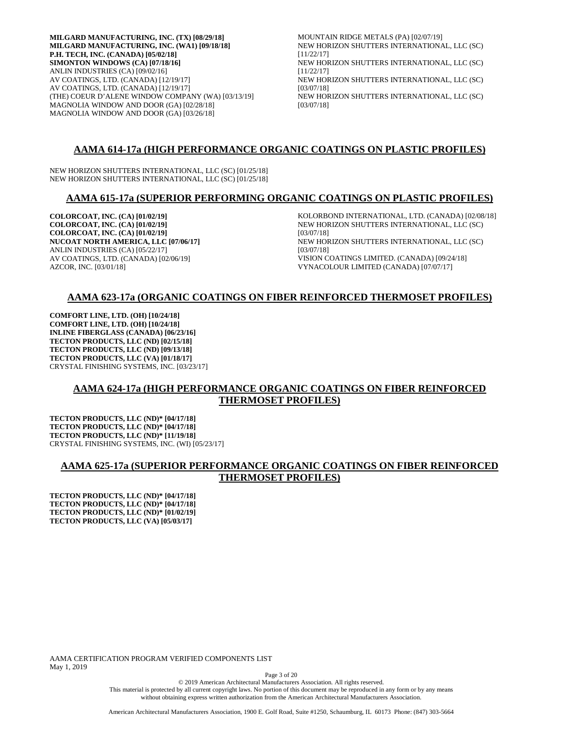**MILGARD MANUFACTURING, INC. (TX) [08/29/18]**
**MILGARD MANUFACTURING, INC. (WA1) [09/18/18]**
**P.H. TECH, INC. (CANADA) [05/02/18]**
**SIMONTON WINDOWS (CA) [07/18/16]**
ANLIN INDUSTRIES (CA) [09/02/16]
AV COATINGS, LTD. (CANADA) [12/19/17]
AV COATINGS, LTD. (CANADA) [12/19/17]
(THE) COEUR D'ALENE WINDOW COMPANY (WA) [03/13/19]
MAGNOLIA WINDOW AND DOOR (GA) [02/28/18]
MAGNOLIA WINDOW AND DOOR (GA) [03/26/18]
MOUNTAIN RIDGE METALS (PA) [02/07/19]
NEW HORIZON SHUTTERS INTERNATIONAL, LLC (SC) [11/22/17]
NEW HORIZON SHUTTERS INTERNATIONAL, LLC (SC) [11/22/17]
NEW HORIZON SHUTTERS INTERNATIONAL, LLC (SC) [03/07/18]
NEW HORIZON SHUTTERS INTERNATIONAL, LLC (SC) [03/07/18]

## AAMA 614-17a (HIGH PERFORMANCE ORGANIC COATINGS ON PLASTIC PROFILES)

NEW HORIZON SHUTTERS INTERNATIONAL, LLC (SC) [01/25/18]
NEW HORIZON SHUTTERS INTERNATIONAL, LLC (SC) [01/25/18]

## AAMA 615-17a (SUPERIOR PERFORMING ORGANIC COATINGS ON PLASTIC PROFILES)

**COLORCOAT, INC. (CA) [01/02/19]**
**COLORCOAT, INC. (CA) [01/02/19]**
**COLORCOAT, INC. (CA) [01/02/19]**
**NUCOAT NORTH AMERICA, LLC [07/06/17]**
ANLIN INDUSTRIES (CA) [05/22/17]
AV COATINGS, LTD. (CANADA) [02/06/19]
AZCOR, INC. [03/01/18]
KOLORBOND INTERNATIONAL, LTD. (CANADA) [02/08/18]
NEW HORIZON SHUTTERS INTERNATIONAL, LLC (SC) [03/07/18]
NEW HORIZON SHUTTERS INTERNATIONAL, LLC (SC) [03/07/18]
VISION COATINGS LIMITED. (CANADA) [09/24/18]
VYNACOLOUR LIMITED (CANADA) [07/07/17]

## AAMA 623-17a (ORGANIC COATINGS ON FIBER REINFORCED THERMOSET PROFILES)

**COMFORT LINE, LTD. (OH) [10/24/18]**
**COMFORT LINE, LTD. (OH) [10/24/18]**
**INLINE FIBERGLASS (CANADA) [06/23/16]**
**TECTON PRODUCTS, LLC (ND) [02/15/18]**
**TECTON PRODUCTS, LLC (ND) [09/13/18]**
**TECTON PRODUCTS, LLC (VA) [01/18/17]**
CRYSTAL FINISHING SYSTEMS, INC. [03/23/17]

## AAMA 624-17a (HIGH PERFORMANCE ORGANIC COATINGS ON FIBER REINFORCED THERMOSET PROFILES)

**TECTON PRODUCTS, LLC (ND)* [04/17/18]**
**TECTON PRODUCTS, LLC (ND)* [04/17/18]**
**TECTON PRODUCTS, LLC (ND)* [11/19/18]**
CRYSTAL FINISHING SYSTEMS, INC. (WI) [05/23/17]

## AAMA 625-17a (SUPERIOR PERFORMANCE ORGANIC COATINGS ON FIBER REINFORCED THERMOSET PROFILES)

**TECTON PRODUCTS, LLC (ND)* [04/17/18]**
**TECTON PRODUCTS, LLC (ND)* [04/17/18]**
**TECTON PRODUCTS, LLC (ND)* [01/02/19]**
**TECTON PRODUCTS, LLC (VA) [05/03/17]**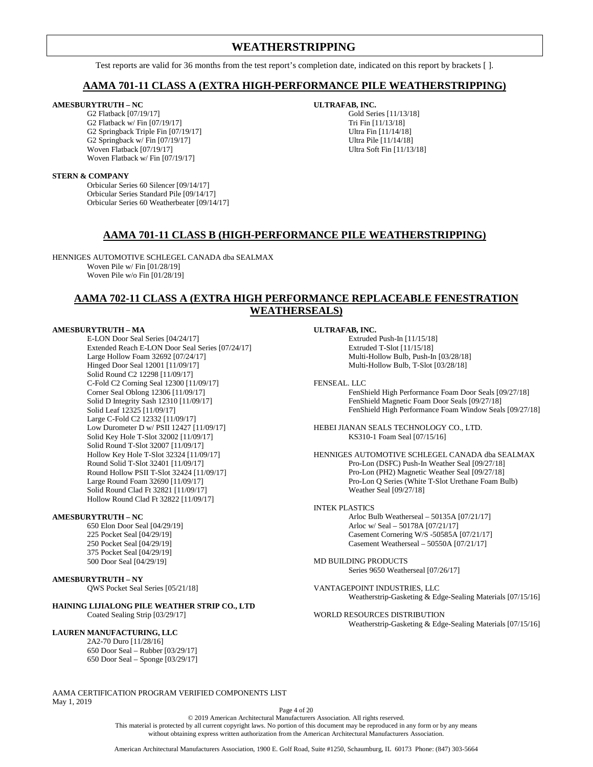# WEATHERSTRIPPING

Test reports are valid for 36 months from the test report's completion date, indicated on this report by brackets [ ].

## AAMA 701-11 CLASS A (EXTRA HIGH-PERFORMANCE PILE WEATHERSTRIPPING)

**AMESBURYTRUTH – NC**

- G2 Flatback [07/19/17]
- G2 Flatback w/ Fin [07/19/17]
- G2 Springback Triple Fin [07/19/17]
- G2 Springback w/ Fin [07/19/17]
- Woven Flatback [07/19/17]
- Woven Flatback w/ Fin [07/19/17]

**STERN & COMPANY**

- Orbicular Series 60 Silencer [09/14/17]
- Orbicular Series Standard Pile [09/14/17]
- Orbicular Series 60 Weatherbeater [09/14/17]

**ULTRAFAB, INC.**

- Gold Series [11/13/18]
- Tri Fin [11/13/18]
- Ultra Fin [11/14/18]
- Ultra Pile [11/14/18]
- Ultra Soft Fin [11/13/18]

## AAMA 701-11 CLASS B (HIGH-PERFORMANCE PILE WEATHERSTRIPPING)

HENNIGES AUTOMOTIVE SCHLEGEL CANADA dba SEALMAX

- Woven Pile w/ Fin [01/28/19]
- Woven Pile w/o Fin [01/28/19]

## AAMA 702-11 CLASS A (EXTRA HIGH PERFORMANCE REPLACEABLE FENESTRATION WEATHERSEALS)

**AMESBURYTRUTH – MA**

- E-LON Door Seal Series [04/24/17]
- Extended Reach E-LON Door Seal Series [07/24/17]
- Large Hollow Foam 32692 [07/24/17]
- Hinged Door Seal 12001 [11/09/17]
- Solid Round C2 12298 [11/09/17]
- C-Fold C2 Corning Seal 12300 [11/09/17]
- Corner Seal Oblong 12306 [11/09/17]
- Solid D Integrity Sash 12310 [11/09/17]
- Solid Leaf 12325 [11/09/17]
- Large C-Fold C2 12332 [11/09/17]
- Low Durometer D w/ PSII 12427 [11/09/17]
- Solid Key Hole T-Slot 32002 [11/09/17]
- Solid Round T-Slot 32007 [11/09/17]
- Hollow Key Hole T-Slot 32324 [11/09/17]
- Round Solid T-Slot 32401 [11/09/17]
- Round Hollow PSII T-Slot 32424 [11/09/17]
- Large Round Foam 32690 [11/09/17]
- Solid Round Clad Ft 32821 [11/09/17]
- Hollow Round Clad Ft 32822 [11/09/17]

**AMESBURYTRUTH – NC**

- 650 Elon Door Seal [04/29/19]
- 225 Pocket Seal [04/29/19]
- 250 Pocket Seal [04/29/19]
- 375 Pocket Seal [04/29/19]
- 500 Door Seal [04/29/19]

**AMESBURYTRUTH – NY**

- QWS Pocket Seal Series [05/21/18]

**HAINING LIJIALONG PILE WEATHER STRIP CO., LTD**

- Coated Sealing Strip [03/29/17]

**LAUREN MANUFACTURING, LLC**

- 2A2-70 Duro [11/28/16]
- 650 Door Seal – Rubber [03/29/17]
- 650 Door Seal – Sponge [03/29/17]

**ULTRAFAB, INC.**

- Extruded Push-In [11/15/18]
- Extruded T-Slot [11/15/18]
- Multi-Hollow Bulb, Push-In [03/28/18]
- Multi-Hollow Bulb, T-Slot [03/28/18]

FENSEAL. LLC

- FenShield High Performance Foam Door Seals [09/27/18]
- FenShield Magnetic Foam Door Seals [09/27/18]
- FenShield High Performance Foam Window Seals [09/27/18]

HEBEI JIANAN SEALS TECHNOLOGY CO., LTD.

- KS310-1 Foam Seal [07/15/16]

HENNIGES AUTOMOTIVE SCHLEGEL CANADA dba SEALMAX

- Pro-Lon (DSFC) Push-In Weather Seal [09/27/18]
- Pro-Lon (PH2) Magnetic Weather Seal [09/27/18]
- Pro-Lon Q Series (White T-Slot Urethane Foam Bulb) Weather Seal [09/27/18]

INTEK PLASTICS

- Arloc Bulb Weatherseal – 50135A [07/21/17]
- Arloc w/ Seal – 50178A [07/21/17]
- Casement Cornering W/S -50585A [07/21/17]
- Casement Weatherseal – 50550A [07/21/17]

MD BUILDING PRODUCTS

- Series 9650 Weatherseal [07/26/17]

VANTAGEPOINT INDUSTRIES, LLC

- Weatherstrip-Gasketing & Edge-Sealing Materials [07/15/16]

WORLD RESOURCES DISTRIBUTION

- Weatherstrip-Gasketing & Edge-Sealing Materials [07/15/16]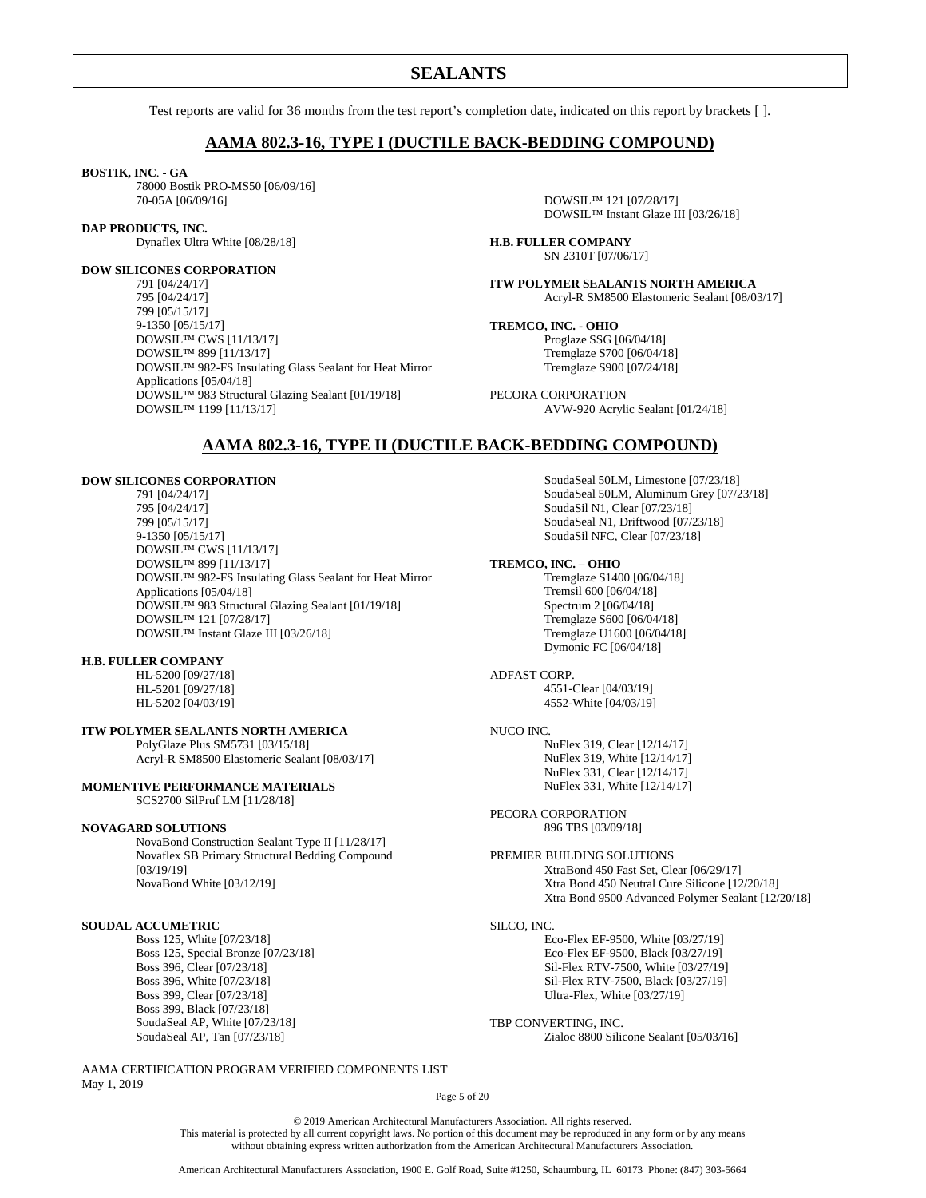# SEALANTS

Test reports are valid for 36 months from the test report's completion date, indicated on this report by brackets [ ].

## AAMA 802.3-16, TYPE I (DUCTILE BACK-BEDDING COMPOUND)

**BOSTIK, INC. - GA**
- 78000 Bostik PRO-MS50 [06/09/16]
- 70-05A [06/09/16]

**DAP PRODUCTS, INC.**
- Dynaflex Ultra White [08/28/18]

**DOW SILICONES CORPORATION**
- 791 [04/24/17]
- 795 [04/24/17]
- 799 [05/15/17]
- 9-1350 [05/15/17]
- DOWSIL™ CWS [11/13/17]
- DOWSIL™ 899 [11/13/17]
- DOWSIL™ 982-FS Insulating Glass Sealant for Heat Mirror Applications [05/04/18]
- DOWSIL™ 983 Structural Glazing Sealant [01/19/18]
- DOWSIL™ 1199 [11/13/17]
- DOWSIL™ 121 [07/28/17]
- DOWSIL™ Instant Glaze III [03/26/18]

**H.B. FULLER COMPANY**
- SN 2310T [07/06/17]

**ITW POLYMER SEALANTS NORTH AMERICA**
- Acryl-R SM8500 Elastomeric Sealant [08/03/17]

**TREMCO, INC. - OHIO**
- Proglaze SSG [06/04/18]
- Tremglaze S700 [06/04/18]
- Tremglaze S900 [07/24/18]

PECORA CORPORATION
- AVW-920 Acrylic Sealant [01/24/18]

## AAMA 802.3-16, TYPE II (DUCTILE BACK-BEDDING COMPOUND)

**DOW SILICONES CORPORATION**
- 791 [04/24/17]
- 795 [04/24/17]
- 799 [05/15/17]
- 9-1350 [05/15/17]
- DOWSIL™ CWS [11/13/17]
- DOWSIL™ 899 [11/13/17]
- DOWSIL™ 982-FS Insulating Glass Sealant for Heat Mirror Applications [05/04/18]
- DOWSIL™ 983 Structural Glazing Sealant [01/19/18]
- DOWSIL™ 121 [07/28/17]
- DOWSIL™ Instant Glaze III [03/26/18]

**H.B. FULLER COMPANY**
- HL-5200 [09/27/18]
- HL-5201 [09/27/18]
- HL-5202 [04/03/19]

**ITW POLYMER SEALANTS NORTH AMERICA**
- PolyGlaze Plus SM5731 [03/15/18]
- Acryl-R SM8500 Elastomeric Sealant [08/03/17]

**MOMENTIVE PERFORMANCE MATERIALS**
- SCS2700 SilPruf LM [11/28/18]

**NOVAGARD SOLUTIONS**
- NovaBond Construction Sealant Type II [11/28/17]
- Novaflex SB Primary Structural Bedding Compound [03/19/19]
- NovaBond White [03/12/19]

**SOUDAL ACCUMETRIC**
- Boss 125, White [07/23/18]
- Boss 125, Special Bronze [07/23/18]
- Boss 396, Clear [07/23/18]
- Boss 396, White [07/23/18]
- Boss 399, Clear [07/23/18]
- Boss 399, Black [07/23/18]
- SoudaSeal AP, White [07/23/18]
- SoudaSeal AP, Tan [07/23/18]
- SoudaSeal 50LM, Limestone [07/23/18]
- SoudaSeal 50LM, Aluminum Grey [07/23/18]
- SoudaSil N1, Clear [07/23/18]
- SoudaSeal N1, Driftwood [07/23/18]
- SoudaSil NFC, Clear [07/23/18]

**TREMCO, INC. – OHIO**
- Tremglaze S1400 [06/04/18]
- Tremsil 600 [06/04/18]
- Spectrum 2 [06/04/18]
- Tremglaze S600 [06/04/18]
- Tremglaze U1600 [06/04/18]
- Dymonic FC [06/04/18]

ADFAST CORP.
- 4551-Clear [04/03/19]
- 4552-White [04/03/19]

NUCO INC.
- NuFlex 319, Clear [12/14/17]
- NuFlex 319, White [12/14/17]
- NuFlex 331, Clear [12/14/17]
- NuFlex 331, White [12/14/17]

PECORA CORPORATION
- 896 TBS [03/09/18]

PREMIER BUILDING SOLUTIONS
- XtraBond 450 Fast Set, Clear [06/29/17]
- Xtra Bond 450 Neutral Cure Silicone [12/20/18]
- Xtra Bond 9500 Advanced Polymer Sealant [12/20/18]

SILCO, INC.
- Eco-Flex EF-9500, White [03/27/19]
- Eco-Flex EF-9500, Black [03/27/19]
- Sil-Flex RTV-7500, White [03/27/19]
- Sil-Flex RTV-7500, Black [03/27/19]
- Ultra-Flex, White [03/27/19]

TBP CONVERTING, INC.
- Zialoc 8800 Silicone Sealant [05/03/16]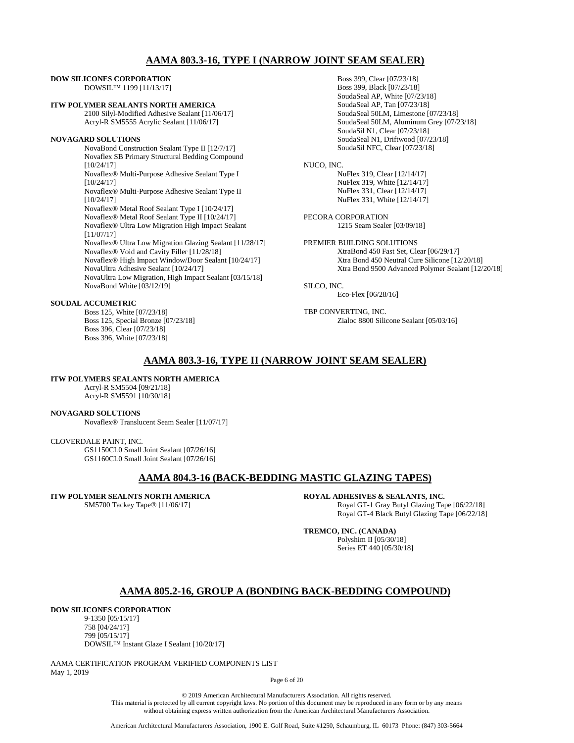## AAMA 803.3-16, TYPE I (NARROW JOINT SEAM SEALER)

**DOW SILICONES CORPORATION**
DOWSIL™ 1199 [11/13/17]

**ITW POLYMER SEALANTS NORTH AMERICA**
2100 Silyl-Modified Adhesive Sealant [11/06/17]
Acryl-R SM5555 Acrylic Sealant [11/06/17]

**NOVAGARD SOLUTIONS**
NovaBond Construction Sealant Type II [12/7/17]
Novaflex SB Primary Structural Bedding Compound [10/24/17]
Novaflex® Multi-Purpose Adhesive Sealant Type I [10/24/17]
Novaflex® Multi-Purpose Adhesive Sealant Type II [10/24/17]
Novaflex® Metal Roof Sealant Type I [10/24/17]
Novaflex® Metal Roof Sealant Type II [10/24/17]
Novaflex® Ultra Low Migration High Impact Sealant [11/07/17]
Novaflex® Ultra Low Migration Glazing Sealant [11/28/17]
Novaflex® Void and Cavity Filler [11/28/18]
Novaflex® High Impact Window/Door Sealant [10/24/17]
NovaUltra Adhesive Sealant [10/24/17]
NovaUltra Low Migration, High Impact Sealant [03/15/18]
NovaBond White [03/12/19]

**SOUDAL ACCUMETRIC**
Boss 125, White [07/23/18]
Boss 125, Special Bronze [07/23/18]
Boss 396, Clear [07/23/18]
Boss 396, White [07/23/18]
Boss 399, Clear [07/23/18]
Boss 399, Black [07/23/18]
SoudaSeal AP, White [07/23/18]
SoudaSeal AP, Tan [07/23/18]
SoudaSeal 50LM, Limestone [07/23/18]
SoudaSeal 50LM, Aluminum Grey [07/23/18]
SoudaSil N1, Clear [07/23/18]
SoudaSeal N1, Driftwood [07/23/18]
SoudaSil NFC, Clear [07/23/18]

NUCO, INC.
NuFlex 319, Clear [12/14/17]
NuFlex 319, White [12/14/17]
NuFlex 331, Clear [12/14/17]
NuFlex 331, White [12/14/17]

PECORA CORPORATION
1215 Seam Sealer [03/09/18]

PREMIER BUILDING SOLUTIONS
XtraBond 450 Fast Set, Clear [06/29/17]
Xtra Bond 450 Neutral Cure Silicone [12/20/18]
Xtra Bond 9500 Advanced Polymer Sealant [12/20/18]

SILCO, INC.
Eco-Flex [06/28/16]

TBP CONVERTING, INC.
Zialoc 8800 Silicone Sealant [05/03/16]

## AAMA 803.3-16, TYPE II (NARROW JOINT SEAM SEALER)

**ITW POLYMERS SEALANTS NORTH AMERICA**
Acryl-R SM5504 [09/21/18]
Acryl-R SM5591 [10/30/18]

**NOVAGARD SOLUTIONS**
Novaflex® Translucent Seam Sealer [11/07/17]

CLOVERDALE PAINT, INC.
GS1150CL0 Small Joint Sealant [07/26/16]
GS1160CL0 Small Joint Sealant [07/26/16]

## AAMA 804.3-16 (BACK-BEDDING MASTIC GLAZING TAPES)

**ITW POLYMER SEALNTS NORTH AMERICA**
SM5700 Tackey Tape® [11/06/17]

**ROYAL ADHESIVES & SEALANTS, INC.**
Royal GT-1 Gray Butyl Glazing Tape [06/22/18]
Royal GT-4 Black Butyl Glazing Tape [06/22/18]

**TREMCO, INC. (CANADA)**
Polyshim II [05/30/18]
Series ET 440 [05/30/18]

## AAMA 805.2-16, GROUP A (BONDING BACK-BEDDING COMPOUND)

**DOW SILICONES CORPORATION**
9-1350 [05/15/17]
758 [04/24/17]
799 [05/15/17]
DOWSIL™ Instant Glaze I Sealant [10/20/17]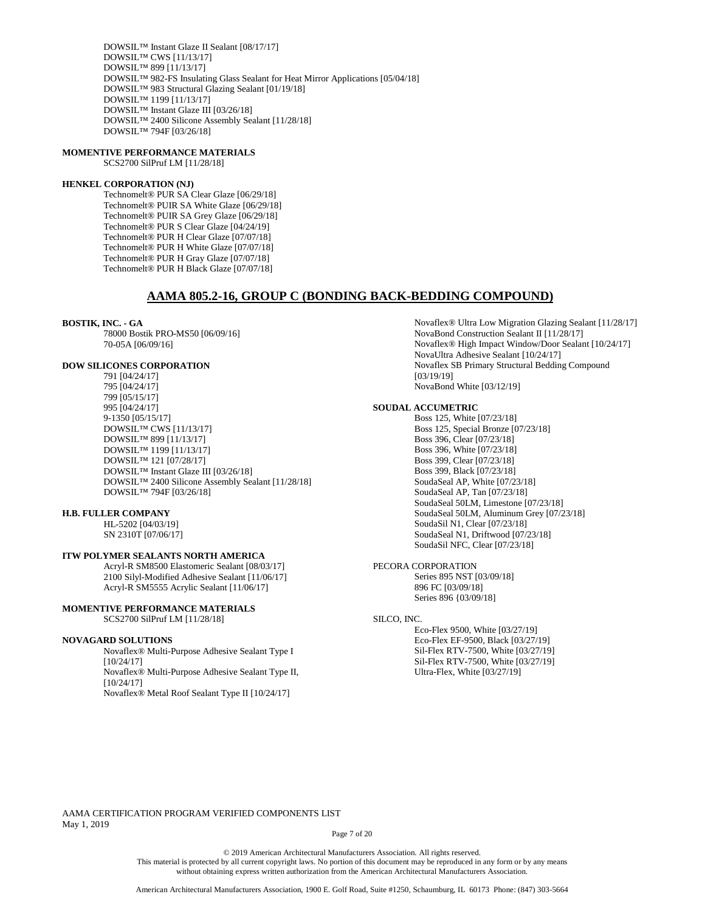DOWSIL™ Instant Glaze II Sealant [08/17/17]
DOWSIL™ CWS [11/13/17]
DOWSIL™ 899 [11/13/17]
DOWSIL™ 982-FS Insulating Glass Sealant for Heat Mirror Applications [05/04/18]
DOWSIL™ 983 Structural Glazing Sealant [01/19/18]
DOWSIL™ 1199 [11/13/17]
DOWSIL™ Instant Glaze III [03/26/18]
DOWSIL™ 2400 Silicone Assembly Sealant [11/28/18]
DOWSIL™ 794F [03/26/18]

**MOMENTIVE PERFORMANCE MATERIALS**
SCS2700 SilPruf LM [11/28/18]

**HENKEL CORPORATION (NJ)**
Technomelt® PUR SA Clear Glaze [06/29/18]
Technomelt® PUIR SA White Glaze [06/29/18]
Technomelt® PUIR SA Grey Glaze [06/29/18]
Technomelt® PUR S Clear Glaze [04/24/19]
Technomelt® PUR H Clear Glaze [07/07/18]
Technomelt® PUR H White Glaze [07/07/18]
Technomelt® PUR H Gray Glaze [07/07/18]
Technomelt® PUR H Black Glaze [07/07/18]

## AAMA 805.2-16, GROUP C (BONDING BACK-BEDDING COMPOUND)

**BOSTIK, INC. - GA**
78000 Bostik PRO-MS50 [06/09/16]
70-05A [06/09/16]

**DOW SILICONES CORPORATION**
791 [04/24/17]
795 [04/24/17]
799 [05/15/17]
995 [04/24/17]
9-1350 [05/15/17]
DOWSIL™ CWS [11/13/17]
DOWSIL™ 899 [11/13/17]
DOWSIL™ 1199 [11/13/17]
DOWSIL™ 121 [07/28/17]
DOWSIL™ Instant Glaze III [03/26/18]
DOWSIL™ 2400 Silicone Assembly Sealant [11/28/18]
DOWSIL™ 794F [03/26/18]

**H.B. FULLER COMPANY**
HL-5202 [04/03/19]
SN 2310T [07/06/17]

**ITW POLYMER SEALANTS NORTH AMERICA**
Acryl-R SM8500 Elastomeric Sealant [08/03/17]
2100 Silyl-Modified Adhesive Sealant [11/06/17]
Acryl-R SM5555 Acrylic Sealant [11/06/17]

**MOMENTIVE PERFORMANCE MATERIALS**
SCS2700 SilPruf LM [11/28/18]

**NOVAGARD SOLUTIONS**
Novaflex® Multi-Purpose Adhesive Sealant Type I [10/24/17]
Novaflex® Multi-Purpose Adhesive Sealant Type II, [10/24/17]
Novaflex® Metal Roof Sealant Type II [10/24/17]
Novaflex® Ultra Low Migration Glazing Sealant [11/28/17]
NovaBond Construction Sealant II [11/28/17]
Novaflex® High Impact Window/Door Sealant [10/24/17]
NovaUltra Adhesive Sealant [10/24/17]
Novaflex SB Primary Structural Bedding Compound [03/19/19]
NovaBond White [03/12/19]

**SOUDAL ACCUMETRIC**
Boss 125, White [07/23/18]
Boss 125, Special Bronze [07/23/18]
Boss 396, Clear [07/23/18]
Boss 396, White [07/23/18]
Boss 399, Clear [07/23/18]
Boss 399, Black [07/23/18]
SoudaSeal AP, White [07/23/18]
SoudaSeal AP, Tan [07/23/18]
SoudaSeal 50LM, Limestone [07/23/18]
SoudaSeal 50LM, Aluminum Grey [07/23/18]
SoudaSil N1, Clear [07/23/18]
SoudaSeal N1, Driftwood [07/23/18]
SoudaSil NFC, Clear [07/23/18]

PECORA CORPORATION
Series 895 NST [03/09/18]
896 FC [03/09/18]
Series 896 {03/09/18]

SILCO, INC.
Eco-Flex 9500, White [03/27/19]
Eco-Flex EF-9500, Black [03/27/19]
Sil-Flex RTV-7500, White [03/27/19]
Sil-Flex RTV-7500, White [03/27/19]
Ultra-Flex, White [03/27/19]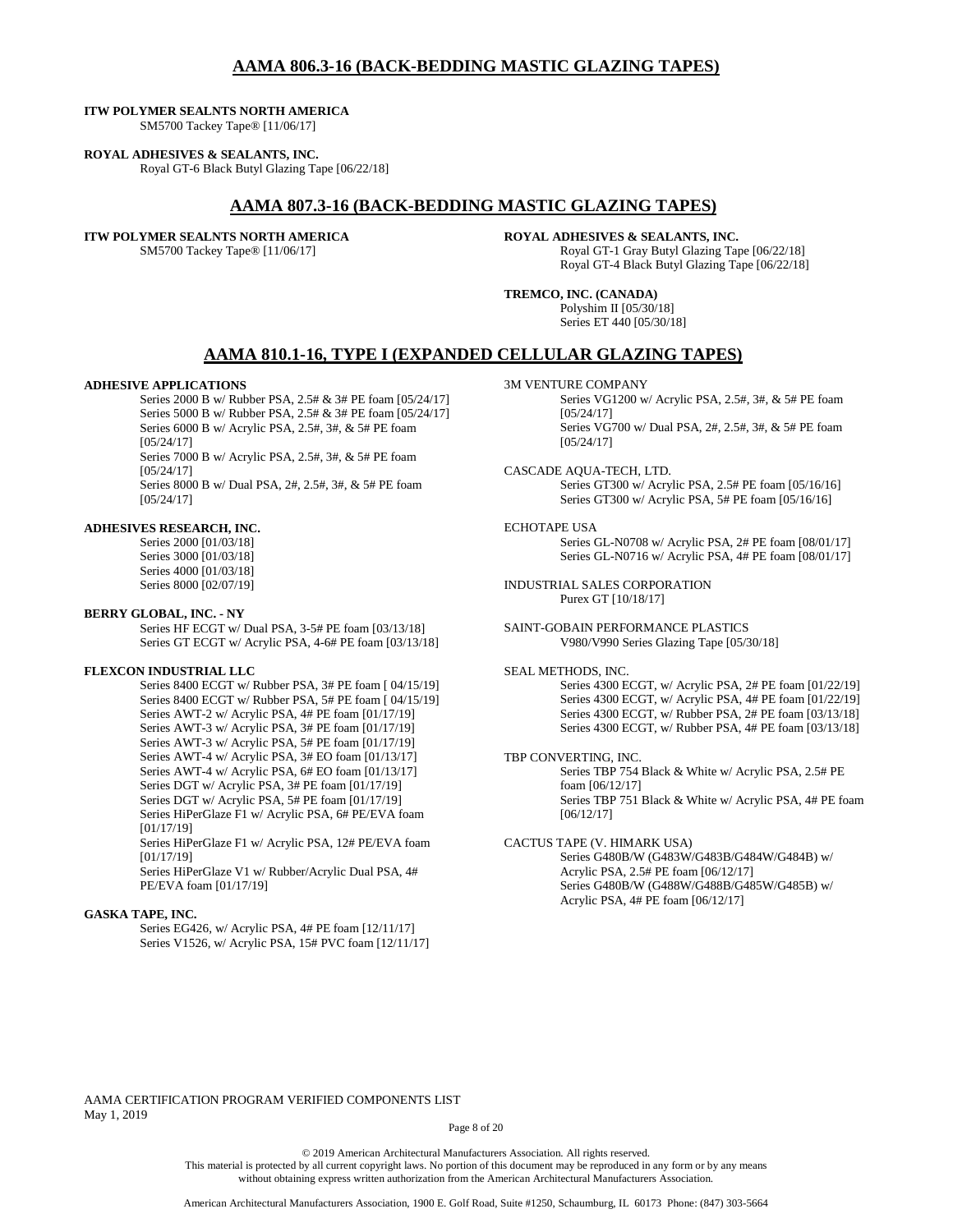## AAMA 806.3-16 (BACK-BEDDING MASTIC GLAZING TAPES)

**ITW POLYMER SEALNTS NORTH AMERICA**
SM5700 Tackey Tape® [11/06/17]

**ROYAL ADHESIVES & SEALANTS, INC.**
Royal GT-6 Black Butyl Glazing Tape [06/22/18]

## AAMA 807.3-16 (BACK-BEDDING MASTIC GLAZING TAPES)

**ITW POLYMER SEALNTS NORTH AMERICA**
SM5700 Tackey Tape® [11/06/17]

**ROYAL ADHESIVES & SEALANTS, INC.**
Royal GT-1 Gray Butyl Glazing Tape [06/22/18]
Royal GT-4 Black Butyl Glazing Tape [06/22/18]

**TREMCO, INC. (CANADA)**
Polyshim II [05/30/18]
Series ET 440 [05/30/18]

## AAMA 810.1-16, TYPE I (EXPANDED CELLULAR GLAZING TAPES)

**ADHESIVE APPLICATIONS**
Series 2000 B w/ Rubber PSA, 2.5# & 3# PE foam [05/24/17]
Series 5000 B w/ Rubber PSA, 2.5# & 3# PE foam [05/24/17]
Series 6000 B w/ Acrylic PSA, 2.5#, 3#, & 5# PE foam [05/24/17]
Series 7000 B w/ Acrylic PSA, 2.5#, 3#, & 5# PE foam [05/24/17]
Series 8000 B w/ Dual PSA, 2#, 2.5#, 3#, & 5# PE foam [05/24/17]

**ADHESIVES RESEARCH, INC.**
Series 2000 [01/03/18]
Series 3000 [01/03/18]
Series 4000 [01/03/18]
Series 8000 [02/07/19]

**BERRY GLOBAL, INC. - NY**
Series HF ECGT w/ Dual PSA, 3-5# PE foam [03/13/18]
Series GT ECGT w/ Acrylic PSA, 4-6# PE foam [03/13/18]

**FLEXCON INDUSTRIAL LLC**
Series 8400 ECGT w/ Rubber PSA, 3# PE foam [ 04/15/19]
Series 8400 ECGT w/ Rubber PSA, 5# PE foam [ 04/15/19]
Series AWT-2 w/ Acrylic PSA, 4# PE foam [01/17/19]
Series AWT-3 w/ Acrylic PSA, 3# PE foam [01/17/19]
Series AWT-3 w/ Acrylic PSA, 5# PE foam [01/17/19]
Series AWT-4 w/ Acrylic PSA, 3# EO foam [01/13/17]
Series AWT-4 w/ Acrylic PSA, 6# EO foam [01/13/17]
Series DGT w/ Acrylic PSA, 3# PE foam [01/17/19]
Series DGT w/ Acrylic PSA, 5# PE foam [01/17/19]
Series HiPerGlaze F1 w/ Acrylic PSA, 6# PE/EVA foam [01/17/19]
Series HiPerGlaze F1 w/ Acrylic PSA, 12# PE/EVA foam [01/17/19]
Series HiPerGlaze V1 w/ Rubber/Acrylic Dual PSA, 4# PE/EVA foam [01/17/19]

**GASKA TAPE, INC.**
Series EG426, w/ Acrylic PSA, 4# PE foam [12/11/17]
Series V1526, w/ Acrylic PSA, 15# PVC foam [12/11/17]

3M VENTURE COMPANY
Series VG1200 w/ Acrylic PSA, 2.5#, 3#, & 5# PE foam [05/24/17]
Series VG700 w/ Dual PSA, 2#, 2.5#, 3#, & 5# PE foam [05/24/17]

CASCADE AQUA-TECH, LTD.
Series GT300 w/ Acrylic PSA, 2.5# PE foam [05/16/16]
Series GT300 w/ Acrylic PSA, 5# PE foam [05/16/16]

ECHOTAPE USA
Series GL-N0708 w/ Acrylic PSA, 2# PE foam [08/01/17]
Series GL-N0716 w/ Acrylic PSA, 4# PE foam [08/01/17]

INDUSTRIAL SALES CORPORATION
Purex GT [10/18/17]

SAINT-GOBAIN PERFORMANCE PLASTICS
V980/V990 Series Glazing Tape [05/30/18]

SEAL METHODS, INC.
Series 4300 ECGT, w/ Acrylic PSA, 2# PE foam [01/22/19]
Series 4300 ECGT, w/ Acrylic PSA, 4# PE foam [01/22/19]
Series 4300 ECGT, w/ Rubber PSA, 2# PE foam [03/13/18]
Series 4300 ECGT, w/ Rubber PSA, 4# PE foam [03/13/18]

TBP CONVERTING, INC.
Series TBP 754 Black & White w/ Acrylic PSA, 2.5# PE foam [06/12/17]
Series TBP 751 Black & White w/ Acrylic PSA, 4# PE foam [06/12/17]

CACTUS TAPE (V. HIMARK USA)
Series G480B/W (G483W/G483B/G484W/G484B) w/ Acrylic PSA, 2.5# PE foam [06/12/17]
Series G480B/W (G488W/G488B/G485W/G485B) w/ Acrylic PSA, 4# PE foam [06/12/17]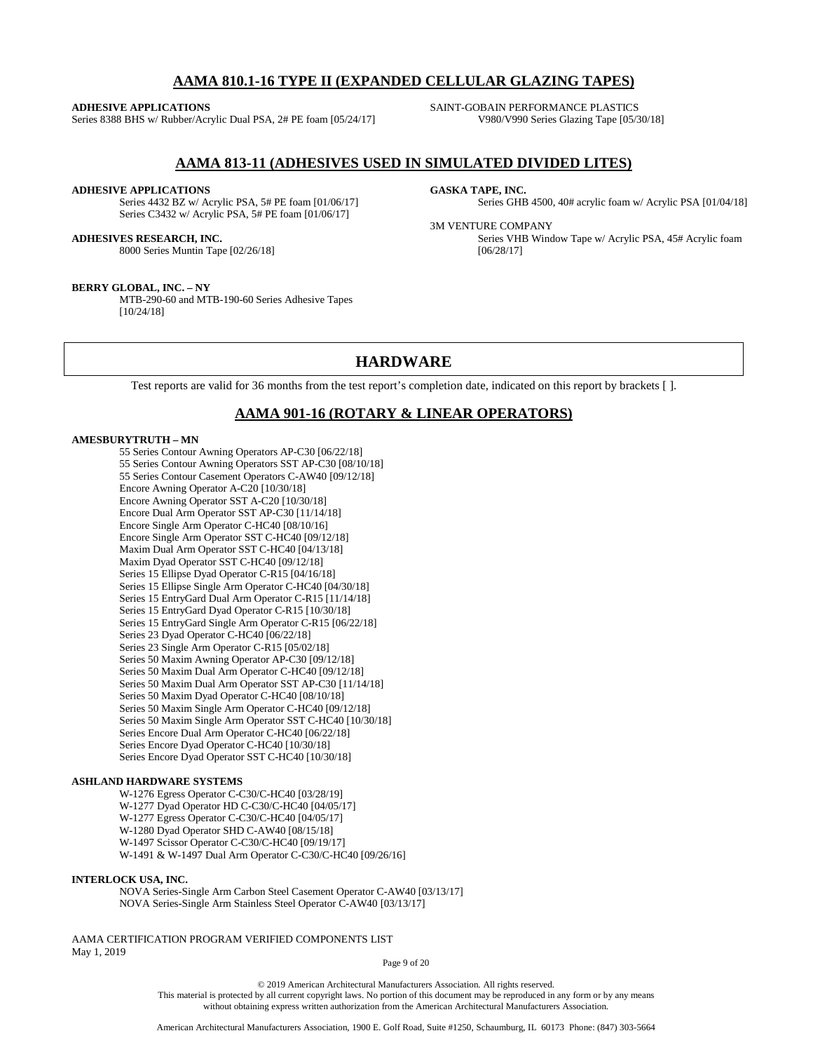## AAMA 810.1-16 TYPE II (EXPANDED CELLULAR GLAZING TAPES)

**ADHESIVE APPLICATIONS**
Series 8388 BHS w/ Rubber/Acrylic Dual PSA, 2# PE foam [05/24/17]

SAINT-GOBAIN PERFORMANCE PLASTICS
V980/V990 Series Glazing Tape [05/30/18]

## AAMA 813-11 (ADHESIVES USED IN SIMULATED DIVIDED LITES)

**ADHESIVE APPLICATIONS**
Series 4432 BZ w/ Acrylic PSA, 5# PE foam [01/06/17]
Series C3432 w/ Acrylic PSA, 5# PE foam [01/06/17]

**ADHESIVES RESEARCH, INC.**
8000 Series Muntin Tape [02/26/18]

**BERRY GLOBAL, INC. – NY**
MTB-290-60 and MTB-190-60 Series Adhesive Tapes [10/24/18]

**GASKA TAPE, INC.**
Series GHB 4500, 40# acrylic foam w/ Acrylic PSA [01/04/18]

3M VENTURE COMPANY
Series VHB Window Tape w/ Acrylic PSA, 45# Acrylic foam [06/28/17]

# HARDWARE

Test reports are valid for 36 months from the test report's completion date, indicated on this report by brackets [ ].

## AAMA 901-16 (ROTARY & LINEAR OPERATORS)

**AMESBURYTRUTH – MN**
55 Series Contour Awning Operators AP-C30 [06/22/18]
55 Series Contour Awning Operators SST AP-C30 [08/10/18]
55 Series Contour Casement Operators C-AW40 [09/12/18]
Encore Awning Operator A-C20 [10/30/18]
Encore Awning Operator SST A-C20 [10/30/18]
Encore Dual Arm Operator SST AP-C30 [11/14/18]
Encore Single Arm Operator C-HC40 [08/10/16]
Encore Single Arm Operator SST C-HC40 [09/12/18]
Maxim Dual Arm Operator SST C-HC40 [04/13/18]
Maxim Dyad Operator SST C-HC40 [09/12/18]
Series 15 Ellipse Dyad Operator C-R15 [04/16/18]
Series 15 Ellipse Single Arm Operator C-HC40 [04/30/18]
Series 15 EntryGard Dual Arm Operator C-R15 [11/14/18]
Series 15 EntryGard Dyad Operator C-R15 [10/30/18]
Series 15 EntryGard Single Arm Operator C-R15 [06/22/18]
Series 23 Dyad Operator C-HC40 [06/22/18]
Series 23 Single Arm Operator C-R15 [05/02/18]
Series 50 Maxim Awning Operator AP-C30 [09/12/18]
Series 50 Maxim Dual Arm Operator C-HC40 [09/12/18]
Series 50 Maxim Dual Arm Operator SST AP-C30 [11/14/18]
Series 50 Maxim Dyad Operator C-HC40 [08/10/18]
Series 50 Maxim Single Arm Operator C-HC40 [09/12/18]
Series 50 Maxim Single Arm Operator SST C-HC40 [10/30/18]
Series Encore Dual Arm Operator C-HC40 [06/22/18]
Series Encore Dyad Operator C-HC40 [10/30/18]
Series Encore Dyad Operator SST C-HC40 [10/30/18]

**ASHLAND HARDWARE SYSTEMS**
W-1276 Egress Operator C-C30/C-HC40 [03/28/19]
W-1277 Dyad Operator HD C-C30/C-HC40 [04/05/17]
W-1277 Egress Operator C-C30/C-HC40 [04/05/17]
W-1280 Dyad Operator SHD C-AW40 [08/15/18]
W-1497 Scissor Operator C-C30/C-HC40 [09/19/17]
W-1491 & W-1497 Dual Arm Operator C-C30/C-HC40 [09/26/16]

**INTERLOCK USA, INC.**
NOVA Series-Single Arm Carbon Steel Casement Operator C-AW40 [03/13/17]
NOVA Series-Single Arm Stainless Steel Operator C-AW40 [03/13/17]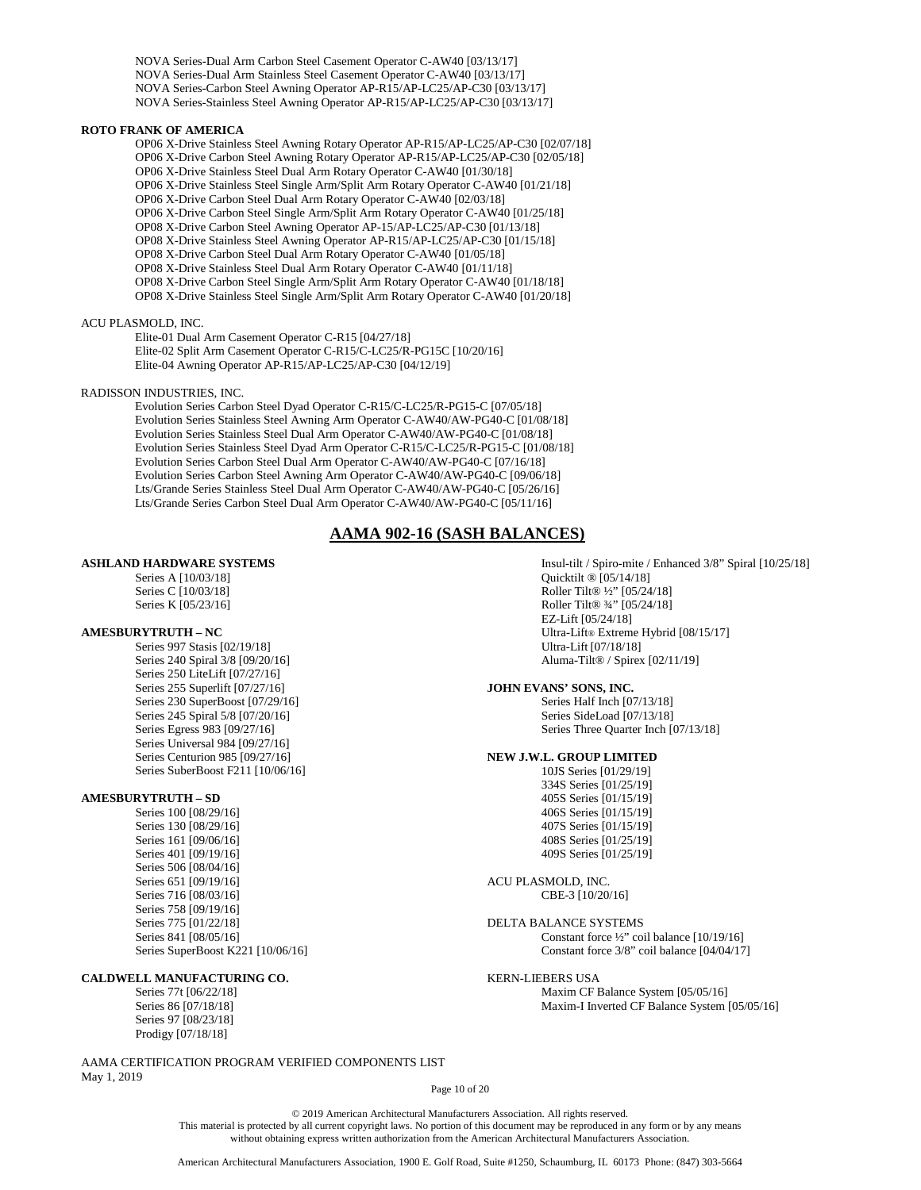NOVA Series-Dual Arm Carbon Steel Casement Operator C-AW40 [03/13/17]
NOVA Series-Dual Arm Stainless Steel Casement Operator C-AW40 [03/13/17]
NOVA Series-Carbon Steel Awning Operator AP-R15/AP-LC25/AP-C30 [03/13/17]
NOVA Series-Stainless Steel Awning Operator AP-R15/AP-LC25/AP-C30 [03/13/17]

**ROTO FRANK OF AMERICA**

OP06 X-Drive Stainless Steel Awning Rotary Operator AP-R15/AP-LC25/AP-C30 [02/07/18]
OP06 X-Drive Carbon Steel Awning Rotary Operator AP-R15/AP-LC25/AP-C30 [02/05/18]
OP06 X-Drive Stainless Steel Dual Arm Rotary Operator C-AW40 [01/30/18]
OP06 X-Drive Stainless Steel Single Arm/Split Arm Rotary Operator C-AW40 [01/21/18]
OP06 X-Drive Carbon Steel Dual Arm Rotary Operator C-AW40 [02/03/18]
OP06 X-Drive Carbon Steel Single Arm/Split Arm Rotary Operator C-AW40 [01/25/18]
OP08 X-Drive Carbon Steel Awning Operator AP-15/AP-LC25/AP-C30 [01/13/18]
OP08 X-Drive Stainless Steel Awning Operator AP-R15/AP-LC25/AP-C30 [01/15/18]
OP08 X-Drive Carbon Steel Dual Arm Rotary Operator C-AW40 [01/05/18]
OP08 X-Drive Stainless Steel Dual Arm Rotary Operator C-AW40 [01/11/18]
OP08 X-Drive Carbon Steel Single Arm/Split Arm Rotary Operator C-AW40 [01/18/18]
OP08 X-Drive Stainless Steel Single Arm/Split Arm Rotary Operator C-AW40 [01/20/18]

ACU PLASMOLD, INC.

Elite-01 Dual Arm Casement Operator C-R15 [04/27/18]
Elite-02 Split Arm Casement Operator C-R15/C-LC25/R-PG15C [10/20/16]
Elite-04 Awning Operator AP-R15/AP-LC25/AP-C30 [04/12/19]

RADISSON INDUSTRIES, INC.

Evolution Series Carbon Steel Dyad Operator C-R15/C-LC25/R-PG15-C [07/05/18]
Evolution Series Stainless Steel Awning Arm Operator C-AW40/AW-PG40-C [01/08/18]
Evolution Series Stainless Steel Dual Arm Operator C-AW40/AW-PG40-C [01/08/18]
Evolution Series Stainless Steel Dyad Arm Operator C-R15/C-LC25/R-PG15-C [01/08/18]
Evolution Series Carbon Steel Dual Arm Operator C-AW40/AW-PG40-C [07/16/18]
Evolution Series Carbon Steel Awning Arm Operator C-AW40/AW-PG40-C [09/06/18]
Lts/Grande Series Stainless Steel Dual Arm Operator C-AW40/AW-PG40-C [05/26/16]
Lts/Grande Series Carbon Steel Dual Arm Operator C-AW40/AW-PG40-C [05/11/16]

## AAMA 902-16 (SASH BALANCES)

**ASHLAND HARDWARE SYSTEMS**

Series A [10/03/18]
Series C [10/03/18]
Series K [05/23/16]

**AMESBURYTRUTH – NC**

Series 997 Stasis [02/19/18]
Series 240 Spiral 3/8 [09/20/16]
Series 250 LiteLift [07/27/16]
Series 255 Superlift [07/27/16]
Series 230 SuperBoost [07/29/16]
Series 245 Spiral 5/8 [07/20/16]
Series Egress 983 [09/27/16]
Series Universal 984 [09/27/16]
Series Centurion 985 [09/27/16]
Series SuberBoost F211 [10/06/16]

**AMESBURYTRUTH – SD**

Series 100 [08/29/16]
Series 130 [08/29/16]
Series 161 [09/06/16]
Series 401 [09/19/16]
Series 506 [08/04/16]
Series 651 [09/19/16]
Series 716 [08/03/16]
Series 758 [09/19/16]
Series 775 [01/22/18]
Series 841 [08/05/16]
Series SuperBoost K221 [10/06/16]

**CALDWELL MANUFACTURING CO.**

Series 77t [06/22/18]
Series 86 [07/18/18]
Series 97 [08/23/18]
Prodigy [07/18/18]
Insul-tilt / Spiro-mite / Enhanced 3/8" Spiral [10/25/18]
Quicktilt ® [05/14/18]
Roller Tilt® ½" [05/24/18]
Roller Tilt® ¾" [05/24/18]
EZ-Lift [05/24/18]
Ultra-Lift® Extreme Hybrid [08/15/17]
Ultra-Lift [07/18/18]
Aluma-Tilt® / Spirex [02/11/19]

**JOHN EVANS' SONS, INC.**

Series Half Inch [07/13/18]
Series SideLoad [07/13/18]
Series Three Quarter Inch [07/13/18]

**NEW J.W.L. GROUP LIMITED**

10JS Series [01/29/19]
334S Series [01/25/19]
405S Series [01/15/19]
406S Series [01/15/19]
407S Series [01/15/19]
408S Series [01/25/19]
409S Series [01/25/19]

ACU PLASMOLD, INC.

CBE-3 [10/20/16]

DELTA BALANCE SYSTEMS

Constant force ½" coil balance [10/19/16]
Constant force 3/8" coil balance [04/04/17]

KERN-LIEBERS USA

Maxim CF Balance System [05/05/16]
Maxim-I Inverted CF Balance System [05/05/16]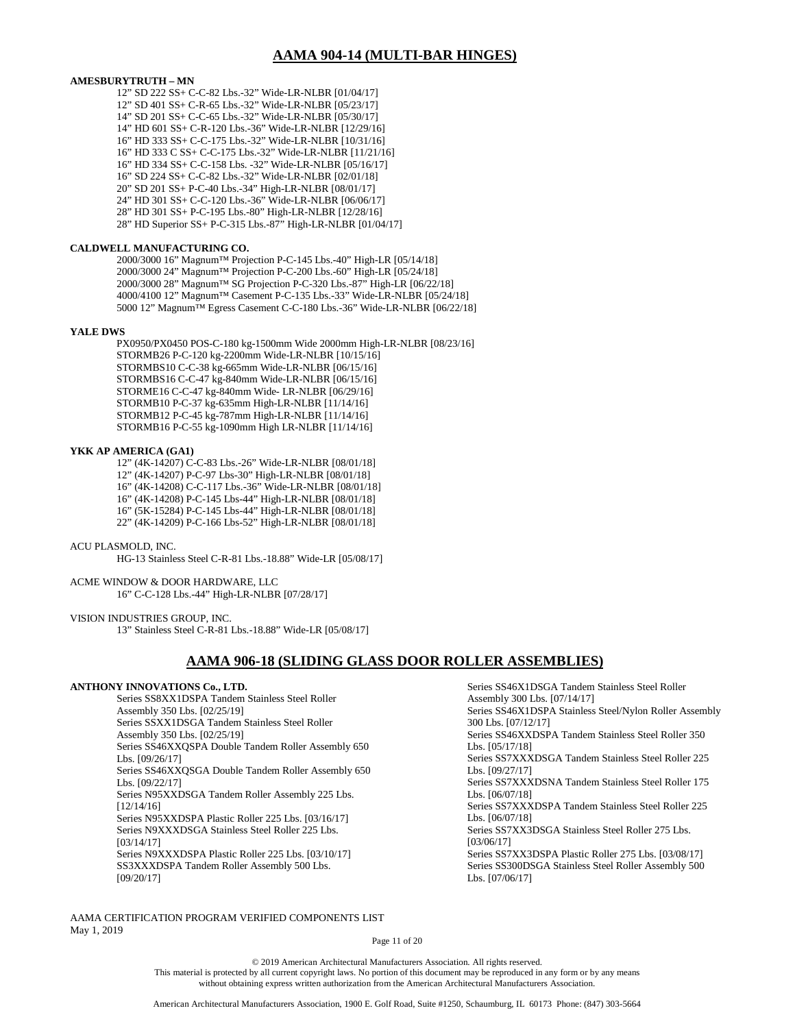## AAMA 904-14 (MULTI-BAR HINGES)

**AMESBURYTRUTH – MN**

12” SD 222 SS+ C-C-82 Lbs.-32” Wide-LR-NLBR [01/04/17]
12” SD 401 SS+ C-R-65 Lbs.-32” Wide-LR-NLBR [05/23/17]
14” SD 201 SS+ C-C-65 Lbs.-32” Wide-LR-NLBR [05/30/17]
14” HD 601 SS+ C-R-120 Lbs.-36” Wide-LR-NLBR [12/29/16]
16” HD 333 SS+ C-C-175 Lbs.-32” Wide-LR-NLBR [10/31/16]
16” HD 333 C SS+ C-C-175 Lbs.-32” Wide-LR-NLBR [11/21/16]
16” HD 334 SS+ C-C-158 Lbs. -32” Wide-LR-NLBR [05/16/17]
16” SD 224 SS+ C-C-82 Lbs.-32” Wide-LR-NLBR [02/01/18]
20” SD 201 SS+ P-C-40 Lbs.-34” High-LR-NLBR [08/01/17]
24” HD 301 SS+ C-C-120 Lbs.-36” Wide-LR-NLBR [06/06/17]
28” HD 301 SS+ P-C-195 Lbs.-80” High-LR-NLBR [12/28/16]
28” HD Superior SS+ P-C-315 Lbs.-87” High-LR-NLBR [01/04/17]

**CALDWELL MANUFACTURING CO.**

2000/3000 16” Magnum™ Projection P-C-145 Lbs.-40” High-LR [05/14/18]
2000/3000 24” Magnum™ Projection P-C-200 Lbs.-60” High-LR [05/24/18]
2000/3000 28” Magnum™ SG Projection P-C-320 Lbs.-87” High-LR [06/22/18]
4000/4100 12” Magnum™ Casement P-C-135 Lbs.-33” Wide-LR-NLBR [05/24/18]
5000 12” Magnum™ Egress Casement C-C-180 Lbs.-36” Wide-LR-NLBR [06/22/18]

**YALE DWS**

PX0950/PX0450 POS-C-180 kg-1500mm Wide 2000mm High-LR-NLBR [08/23/16]
STORMB26 P-C-120 kg-2200mm Wide-LR-NLBR [10/15/16]
STORMBS10 C-C-38 kg-665mm Wide-LR-NLBR [06/15/16]
STORMBS16 C-C-47 kg-840mm Wide-LR-NLBR [06/15/16]
STORME16 C-C-47 kg-840mm Wide- LR-NLBR [06/29/16]
STORMB10 P-C-37 kg-635mm High-LR-NLBR [11/14/16]
STORMB12 P-C-45 kg-787mm High-LR-NLBR [11/14/16]
STORMB16 P-C-55 kg-1090mm High LR-NLBR [11/14/16]

**YKK AP AMERICA (GA1)**

12” (4K-14207) C-C-83 Lbs.-26” Wide-LR-NLBR [08/01/18]
12” (4K-14207) P-C-97 Lbs-30” High-LR-NLBR [08/01/18]
16” (4K-14208) C-C-117 Lbs.-36” Wide-LR-NLBR [08/01/18]
16” (4K-14208) P-C-145 Lbs-44” High-LR-NLBR [08/01/18]
16” (5K-15284) P-C-145 Lbs-44” High-LR-NLBR [08/01/18]
22” (4K-14209) P-C-166 Lbs-52” High-LR-NLBR [08/01/18]

ACU PLASMOLD, INC.

HG-13 Stainless Steel C-R-81 Lbs.-18.88” Wide-LR [05/08/17]

ACME WINDOW & DOOR HARDWARE, LLC

16” C-C-128 Lbs.-44” High-LR-NLBR [07/28/17]

VISION INDUSTRIES GROUP, INC.

13” Stainless Steel C-R-81 Lbs.-18.88” Wide-LR [05/08/17]

## AAMA 906-18 (SLIDING GLASS DOOR ROLLER ASSEMBLIES)

**ANTHONY INNOVATIONS Co., LTD.**

Series SS8XX1DSPA Tandem Stainless Steel Roller Assembly 350 Lbs. [02/25/19]
Series SSXX1DSGA Tandem Stainless Steel Roller Assembly 350 Lbs. [02/25/19]
Series SS46XXQSPA Double Tandem Roller Assembly 650 Lbs. [09/26/17]
Series SS46XXQSGA Double Tandem Roller Assembly 650 Lbs. [09/22/17]
Series N95XXDSGA Tandem Roller Assembly 225 Lbs. [12/14/16]
Series N95XXDSPA Plastic Roller 225 Lbs. [03/16/17]
Series N9XXXDSGA Stainless Steel Roller 225 Lbs. [03/14/17]
Series N9XXXDSPA Plastic Roller 225 Lbs. [03/10/17]
SS3XXXDSPA Tandem Roller Assembly 500 Lbs. [09/20/17]
Series SS46X1DSGA Tandem Stainless Steel Roller Assembly 300 Lbs. [07/14/17]
Series SS46X1DSPA Stainless Steel/Nylon Roller Assembly 300 Lbs. [07/12/17]
Series SS46XXDSPA Tandem Stainless Steel Roller 350 Lbs. [05/17/18]
Series SS7XXXDSGA Tandem Stainless Steel Roller 225 Lbs. [09/27/17]
Series SS7XXXDSNA Tandem Stainless Steel Roller 175 Lbs. [06/07/18]
Series SS7XXXDSPA Tandem Stainless Steel Roller 225 Lbs. [06/07/18]
Series SS7XX3DSGA Stainless Steel Roller 275 Lbs. [03/06/17]
Series SS7XX3DSPA Plastic Roller 275 Lbs. [03/08/17]
Series SS300DSGA Stainless Steel Roller Assembly 500 Lbs. [07/06/17]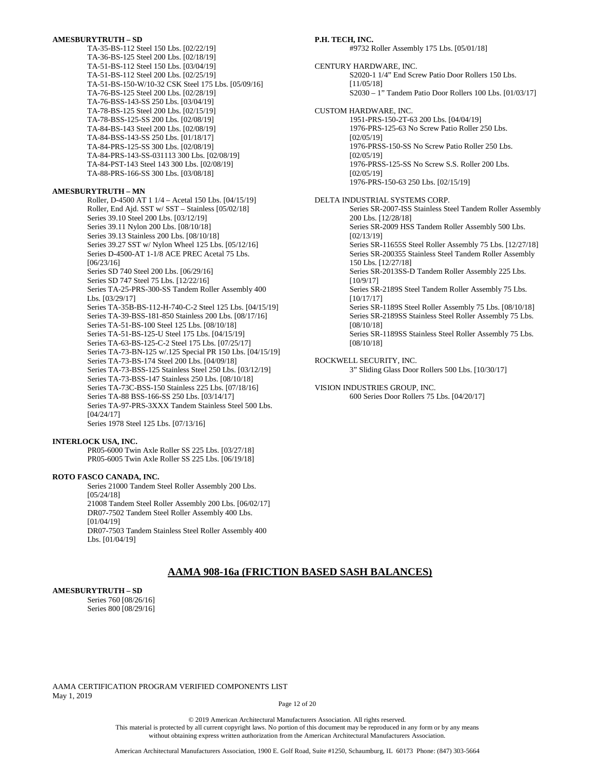**AMESBURYTRUTH – SD**

TA-35-BS-112 Steel 150 Lbs. [02/22/19]
TA-36-BS-125 Steel 200 Lbs. [02/18/19]
TA-51-BS-112 Steel 150 Lbs. [03/04/19]
TA-51-BS-112 Steel 200 Lbs. [02/25/19]
TA-51-BS-150-W/10-32 CSK Steel 175 Lbs. [05/09/16]
TA-76-BS-125 Steel 200 Lbs. [02/28/19]
TA-76-BSS-143-SS 250 Lbs. [03/04/19]
TA-78-BS-125 Steel 200 Lbs. [02/15/19]
TA-78-BSS-125-SS 200 Lbs. [02/08/19]
TA-84-BS-143 Steel 200 Lbs. [02/08/19]
TA-84-BSS-143-SS 250 Lbs. [01/18/17]
TA-84-PRS-125-SS 300 Lbs. [02/08/19]
TA-84-PRS-143-SS-031113 300 Lbs. [02/08/19]
TA-84-PST-143 Steel 143 300 Lbs. [02/08/19]
TA-88-PRS-166-SS 300 Lbs. [03/08/18]

**AMESBURYTRUTH – MN**

Roller, D-4500 AT 1 1/4 – Acetal 150 Lbs. [04/15/19]
Roller, End Ajd. SST w/ SST – Stainless [05/02/18]
Series 39.10 Steel 200 Lbs. [03/12/19]
Series 39.11 Nylon 200 Lbs. [08/10/18]
Series 39.13 Stainless 200 Lbs. [08/10/18]
Series 39.27 SST w/ Nylon Wheel 125 Lbs. [05/12/16]
Series D-4500-AT 1-1/8 ACE PREC Acetal 75 Lbs. [06/23/16]
Series SD 740 Steel 200 Lbs. [06/29/16]
Series SD 747 Steel 75 Lbs. [12/22/16]
Series TA-25-PRS-300-SS Tandem Roller Assembly 400 Lbs. [03/29/17]
Series TA-35B-BS-112-H-740-C-2 Steel 125 Lbs. [04/15/19]
Series TA-39-BSS-181-850 Stainless 200 Lbs. [08/17/16]
Series TA-51-BS-100 Steel 125 Lbs. [08/10/18]
Series TA-51-BS-125-U Steel 175 Lbs. [04/15/19]
Series TA-63-BS-125-C-2 Steel 175 Lbs. [07/25/17]
Series TA-73-BN-125 w/.125 Special PR 150 Lbs. [04/15/19]
Series TA-73-BS-174 Steel 200 Lbs. [04/09/18]
Series TA-73-BSS-125 Stainless Steel 250 Lbs. [03/12/19]
Series TA-73-BSS-147 Stainless 250 Lbs. [08/10/18]
Series TA-73C-BSS-150 Stainless 225 Lbs. [07/18/16]
Series TA-88 BSS-166-SS 250 Lbs. [03/14/17]
Series TA-97-PRS-3XXX Tandem Stainless Steel 500 Lbs. [04/24/17]
Series 1978 Steel 125 Lbs. [07/13/16]

**INTERLOCK USA, INC.**

PR05-6000 Twin Axle Roller SS 225 Lbs. [03/27/18]
PR05-6005 Twin Axle Roller SS 225 Lbs. [06/19/18]

**ROTO FASCO CANADA, INC.**

Series 21000 Tandem Steel Roller Assembly 200 Lbs. [05/24/18]
21008 Tandem Steel Roller Assembly 200 Lbs. [06/02/17]
DR07-7502 Tandem Steel Roller Assembly 400 Lbs. [01/04/19]
DR07-7503 Tandem Stainless Steel Roller Assembly 400 Lbs. [01/04/19]

**P.H. TECH, INC.**

#9732 Roller Assembly 175 Lbs. [05/01/18]

CENTURY HARDWARE, INC.

S2020-1 1/4" End Screw Patio Door Rollers 150 Lbs. [11/05/18]
S2030 – 1" Tandem Patio Door Rollers 100 Lbs. [01/03/17]

CUSTOM HARDWARE, INC.

1951-PRS-150-2T-63 200 Lbs. [04/04/19]
1976-PRS-125-63 No Screw Patio Roller 250 Lbs. [02/05/19]
1976-PRSS-150-SS No Screw Patio Roller 250 Lbs. [02/05/19]
1976-PRSS-125-SS No Screw S.S. Roller 200 Lbs. [02/05/19]
1976-PRS-150-63 250 Lbs. [02/15/19]

DELTA INDUSTRIAL SYSTEMS CORP.

Series SR-2007-ISS Stainless Steel Tandem Roller Assembly 200 Lbs. [12/28/18]
Series SR-2009 HSS Tandem Roller Assembly 500 Lbs. [02/13/19]
Series SR-11655S Steel Roller Assembly 75 Lbs. [12/27/18]
Series SR-200355 Stainless Steel Tandem Roller Assembly 150 Lbs. [12/27/18]
Series SR-2013SS-D Tandem Roller Assembly 225 Lbs. [10/9/17]
Series SR-2189S Steel Tandem Roller Assembly 75 Lbs. [10/17/17]
Series SR-1189S Steel Roller Assembly 75 Lbs. [08/10/18]
Series SR-2189SS Stainless Steel Roller Assembly 75 Lbs. [08/10/18]
Series SR-1189SS Stainless Steel Roller Assembly 75 Lbs. [08/10/18]

ROCKWELL SECURITY, INC.

3" Sliding Glass Door Rollers 500 Lbs. [10/30/17]

VISION INDUSTRIES GROUP, INC.

600 Series Door Rollers 75 Lbs. [04/20/17]

## AAMA 908-16a (FRICTION BASED SASH BALANCES)

**AMESBURYTRUTH – SD**

Series 760 [08/26/16]
Series 800 [08/29/16]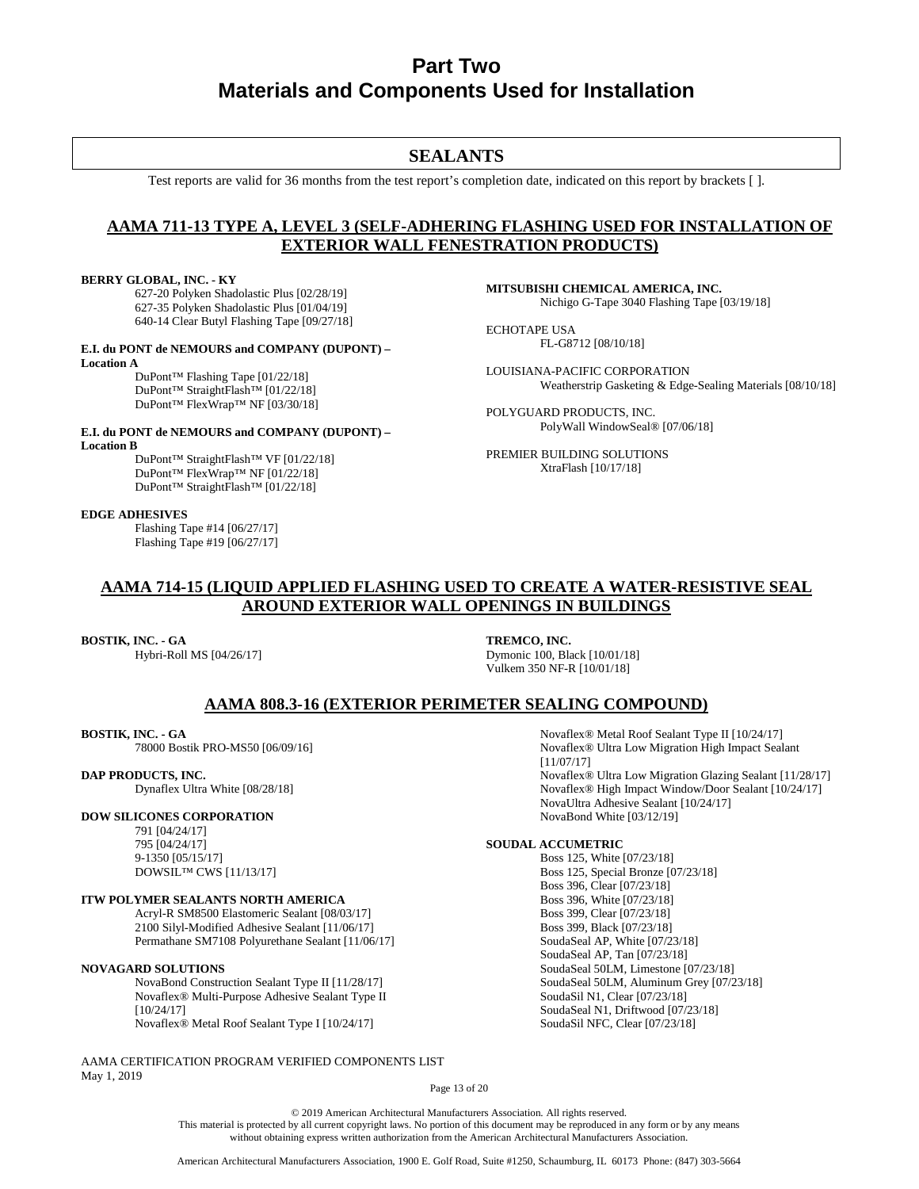# Part Two
# Materials and Components Used for Installation

## SEALANTS

Test reports are valid for 36 months from the test report's completion date, indicated on this report by brackets [ ].

### AAMA 711-13 TYPE A, LEVEL 3 (SELF-ADHERING FLASHING USED FOR INSTALLATION OF EXTERIOR WALL FENESTRATION PRODUCTS)

**BERRY GLOBAL, INC. - KY**
- 627-20 Polyken Shadolastic Plus [02/28/19]
- 627-35 Polyken Shadolastic Plus [01/04/19]
- 640-14 Clear Butyl Flashing Tape [09/27/18]

**E.I. du PONT de NEMOURS and COMPANY (DUPONT) – Location A**
- DuPont™ Flashing Tape [01/22/18]
- DuPont™ StraightFlash™ [01/22/18]
- DuPont™ FlexWrap™ NF [03/30/18]

**E.I. du PONT de NEMOURS and COMPANY (DUPONT) – Location B**
- DuPont™ StraightFlash™ VF [01/22/18]
- DuPont™ FlexWrap™ NF [01/22/18]
- DuPont™ StraightFlash™ [01/22/18]

**EDGE ADHESIVES**
- Flashing Tape #14 [06/27/17]
- Flashing Tape #19 [06/27/17]

**MITSUBISHI CHEMICAL AMERICA, INC.**
- Nichigo G-Tape 3040 Flashing Tape [03/19/18]

ECHOTAPE USA
- FL-G8712 [08/10/18]

LOUISIANA-PACIFIC CORPORATION
- Weatherstrip Gasketing & Edge-Sealing Materials [08/10/18]

POLYGUARD PRODUCTS, INC.
- PolyWall WindowSeal® [07/06/18]

PREMIER BUILDING SOLUTIONS
- XtraFlash [10/17/18]

### AAMA 714-15 (LIQUID APPLIED FLASHING USED TO CREATE A WATER-RESISTIVE SEAL AROUND EXTERIOR WALL OPENINGS IN BUILDINGS

**BOSTIK, INC. - GA**
- Hybri-Roll MS [04/26/17]

**TREMCO, INC.**
- Dymonic 100, Black [10/01/18]
- Vulkem 350 NF-R [10/01/18]

### AAMA 808.3-16 (EXTERIOR PERIMETER SEALING COMPOUND)

**BOSTIK, INC. - GA**
- 78000 Bostik PRO-MS50 [06/09/16]

**DAP PRODUCTS, INC.**
- Dynaflex Ultra White [08/28/18]

**DOW SILICONES CORPORATION**
- 791 [04/24/17]
- 795 [04/24/17]
- 9-1350 [05/15/17]
- DOWSIL™ CWS [11/13/17]

**ITW POLYMER SEALANTS NORTH AMERICA**
- Acryl-R SM8500 Elastomeric Sealant [08/03/17]
- 2100 Silyl-Modified Adhesive Sealant [11/06/17]
- Permathane SM7108 Polyurethane Sealant [11/06/17]

**NOVAGARD SOLUTIONS**
- NovaBond Construction Sealant Type II [11/28/17]
- Novaflex® Multi-Purpose Adhesive Sealant Type II [10/24/17]
- Novaflex® Metal Roof Sealant Type I [10/24/17]
- Novaflex® Metal Roof Sealant Type II [10/24/17]
- Novaflex® Ultra Low Migration High Impact Sealant [11/07/17]
- Novaflex® Ultra Low Migration Glazing Sealant [11/28/17]
- Novaflex® High Impact Window/Door Sealant [10/24/17]
- NovaUltra Adhesive Sealant [10/24/17]
- NovaBond White [03/12/19]

**SOUDAL ACCUMETRIC**
- Boss 125, White [07/23/18]
- Boss 125, Special Bronze [07/23/18]
- Boss 396, Clear [07/23/18]
- Boss 396, White [07/23/18]
- Boss 399, Clear [07/23/18]
- Boss 399, Black [07/23/18]
- SoudaSeal AP, White [07/23/18]
- SoudaSeal AP, Tan [07/23/18]
- SoudaSeal 50LM, Limestone [07/23/18]
- SoudaSeal 50LM, Aluminum Grey [07/23/18]
- SoudaSil N1, Clear [07/23/18]
- SoudaSeal N1, Driftwood [07/23/18]
- SoudaSil NFC, Clear [07/23/18]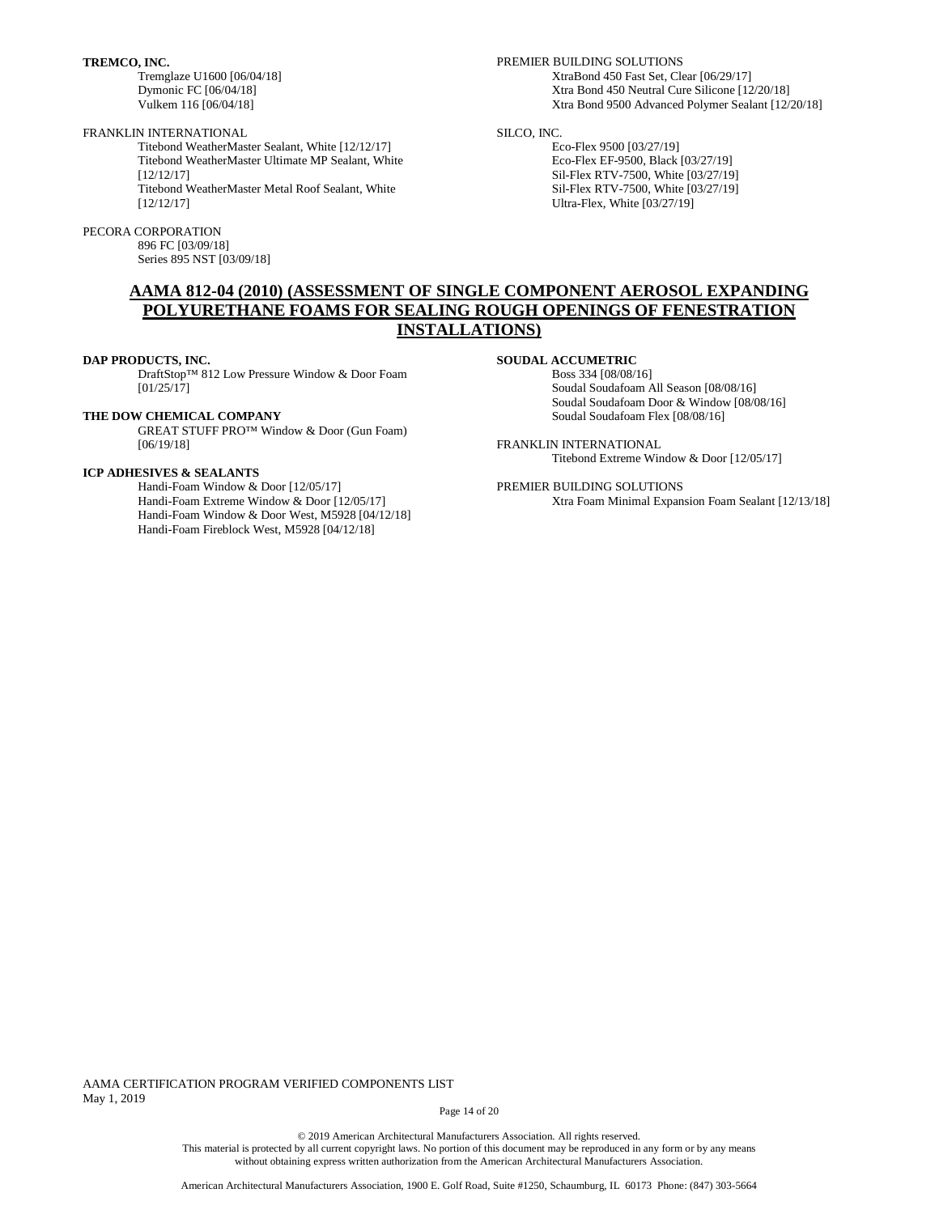**TREMCO, INC.**
- Tremglaze U1600 [06/04/18]
- Dymonic FC [06/04/18]
- Vulkem 116 [06/04/18]

FRANKLIN INTERNATIONAL
- Titebond WeatherMaster Sealant, White [12/12/17]
- Titebond WeatherMaster Ultimate MP Sealant, White [12/12/17]
- Titebond WeatherMaster Metal Roof Sealant, White [12/12/17]

PECORA CORPORATION
- 896 FC [03/09/18]
- Series 895 NST [03/09/18]

PREMIER BUILDING SOLUTIONS
- XtraBond 450 Fast Set, Clear [06/29/17]
- Xtra Bond 450 Neutral Cure Silicone [12/20/18]
- Xtra Bond 9500 Advanced Polymer Sealant [12/20/18]

SILCO, INC.
- Eco-Flex 9500 [03/27/19]
- Eco-Flex EF-9500, Black [03/27/19]
- Sil-Flex RTV-7500, White [03/27/19]
- Sil-Flex RTV-7500, White [03/27/19]
- Ultra-Flex, White [03/27/19]

## AAMA 812-04 (2010) (ASSESSMENT OF SINGLE COMPONENT AEROSOL EXPANDING POLYURETHANE FOAMS FOR SEALING ROUGH OPENINGS OF FENESTRATION INSTALLATIONS)

**DAP PRODUCTS, INC.**
- DraftStop™ 812 Low Pressure Window & Door Foam [01/25/17]

**THE DOW CHEMICAL COMPANY**
- GREAT STUFF PRO™ Window & Door (Gun Foam) [06/19/18]

**ICP ADHESIVES & SEALANTS**
- Handi-Foam Window & Door [12/05/17]
- Handi-Foam Extreme Window & Door [12/05/17]
- Handi-Foam Window & Door West, M5928 [04/12/18]
- Handi-Foam Fireblock West, M5928 [04/12/18]

**SOUDAL ACCUMETRIC**
- Boss 334 [08/08/16]
- Soudal Soudafoam All Season [08/08/16]
- Soudal Soudafoam Door & Window [08/08/16]
- Soudal Soudafoam Flex [08/08/16]

FRANKLIN INTERNATIONAL
- Titebond Extreme Window & Door [12/05/17]

PREMIER BUILDING SOLUTIONS
- Xtra Foam Minimal Expansion Foam Sealant [12/13/18]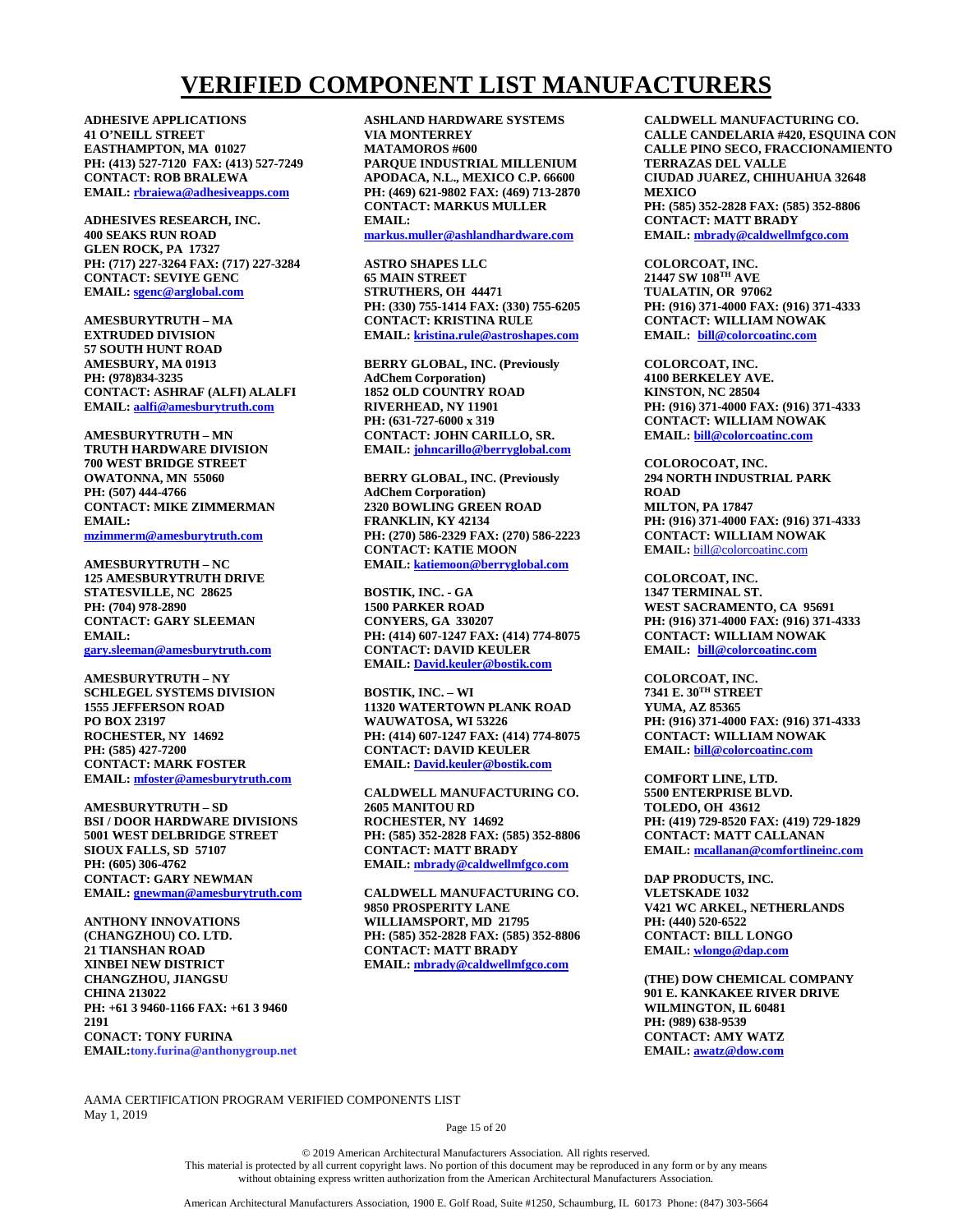# VERIFIED COMPONENT LIST MANUFACTURERS

**ADHESIVE APPLICATIONS**
**41 O'NEILL STREET**
**EASTHAMPTON, MA 01027**
**PH: (413) 527-7120 FAX: (413) 527-7249**
**CONTACT: ROB BRALEWA**
**EMAIL: rbraiewa@adhesiveapps.com**

**ADHESIVES RESEARCH, INC.**
**400 SEAKS RUN ROAD**
**GLEN ROCK, PA 17327**
**PH: (717) 227-3264 FAX: (717) 227-3284**
**CONTACT: SEVIYE GENC**
**EMAIL: sgenc@arglobal.com**

**AMESBURYTRUTH – MA**
**EXTRUDED DIVISION**
**57 SOUTH HUNT ROAD**
**AMESBURY, MA 01913**
**PH: (978)834-3235**
**CONTACT: ASHRAF (ALFI) ALALFI**
**EMAIL: aalfi@amesburytruth.com**

**AMESBURYTRUTH – MN**
**TRUTH HARDWARE DIVISION**
**700 WEST BRIDGE STREET**
**OWATONNA, MN 55060**
**PH: (507) 444-4766**
**CONTACT: MIKE ZIMMERMAN**
**EMAIL:**
**mzimmerm@amesburytruth.com**

**AMESBURYTRUTH – NC**
**125 AMESBURYTRUTH DRIVE**
**STATESVILLE, NC 28625**
**PH: (704) 978-2890**
**CONTACT: GARY SLEEMAN**
**EMAIL:**
**gary.sleeman@amesburytruth.com**

**AMESBURYTRUTH – NY**
**SCHLEGEL SYSTEMS DIVISION**
**1555 JEFFERSON ROAD**
**PO BOX 23197**
**ROCHESTER, NY 14692**
**PH: (585) 427-7200**
**CONTACT: MARK FOSTER**
**EMAIL: mfoster@amesburytruth.com**

**AMESBURYTRUTH – SD**
**BSI / DOOR HARDWARE DIVISIONS**
**5001 WEST DELBRIDGE STREET**
**SIOUX FALLS, SD 57107**
**PH: (605) 306-4762**
**CONTACT: GARY NEWMAN**
**EMAIL: gnewman@amesburytruth.com**

**ANTHONY INNOVATIONS**
**(CHANGZHOU) CO. LTD.**
**21 TIANSHAN ROAD**
**XINBEI NEW DISTRICT**
**CHANGZHOU, JIANGSU**
**CHINA 213022**
**PH: +61 3 9460-1166 FAX: +61 3 9460 2191**
**CONACT: TONY FURINA**
**EMAIL:tony.furina@anthonygroup.net**

**ASHLAND HARDWARE SYSTEMS**
**VIA MONTERREY**
**MATAMOROS #600**
**PARQUE INDUSTRIAL MILLENIUM**
**APODACA, N.L., MEXICO C.P. 66600**
**PH: (469) 621-9802 FAX: (469) 713-2870**
**CONTACT: MARKUS MULLER**
**EMAIL:**
**markus.muller@ashlandhardware.com**

**ASTRO SHAPES LLC**
**65 MAIN STREET**
**STRUTHERS, OH 44471**
**PH: (330) 755-1414 FAX: (330) 755-6205**
**CONTACT: KRISTINA RULE**
**EMAIL: kristina.rule@astroshapes.com**

**BERRY GLOBAL, INC. (Previously AdChem Corporation)**
**1852 OLD COUNTRY ROAD**
**RIVERHEAD, NY 11901**
**PH: (631-727-6000 x 319**
**CONTACT: JOHN CARILLO, SR.**
**EMAIL: johncarillo@berryglobal.com**

**BERRY GLOBAL, INC. (Previously AdChem Corporation)**
**2320 BOWLING GREEN ROAD**
**FRANKLIN, KY 42134**
**PH: (270) 586-2329 FAX: (270) 586-2223**
**CONTACT: KATIE MOON**
**EMAIL: katiemoon@berryglobal.com**

**BOSTIK, INC. - GA**
**1500 PARKER ROAD**
**CONYERS, GA 330207**
**PH: (414) 607-1247 FAX: (414) 774-8075**
**CONTACT: DAVID KEULER**
**EMAIL: David.keuler@bostik.com**

**BOSTIK, INC. – WI**
**11320 WATERTOWN PLANK ROAD**
**WAUWATOSA, WI 53226**
**PH: (414) 607-1247 FAX: (414) 774-8075**
**CONTACT: DAVID KEULER**
**EMAIL: David.keuler@bostik.com**

**CALDWELL MANUFACTURING CO.**
**2605 MANITOU RD**
**ROCHESTER, NY 14692**
**PH: (585) 352-2828 FAX: (585) 352-8806**
**CONTACT: MATT BRADY**
**EMAIL: mbrady@caldwellmfgco.com**

**CALDWELL MANUFACTURING CO.**
**9850 PROSPERITY LANE**
**WILLIAMSPORT, MD 21795**
**PH: (585) 352-2828 FAX: (585) 352-8806**
**CONTACT: MATT BRADY**
**EMAIL: mbrady@caldwellmfgco.com**

**CALDWELL MANUFACTURING CO.**
**CALLE CANDELARIA #420, ESQUINA CON CALLE PINO SECO, FRACCIONAMIENTO TERRAZAS DEL VALLE**
**CIUDAD JUAREZ, CHIHUAHUA 32648 MEXICO**
**PH: (585) 352-2828 FAX: (585) 352-8806**
**CONTACT: MATT BRADY**
**EMAIL: mbrady@caldwellmfgco.com**

**COLORCOAT, INC.**
**21447 SW 108TH AVE**
**TUALATIN, OR 97062**
**PH: (916) 371-4000 FAX: (916) 371-4333**
**CONTACT: WILLIAM NOWAK**
**EMAIL: bill@colorcoatinc.com**

**COLORCOAT, INC.**
**4100 BERKELEY AVE.**
**KINSTON, NC 28504**
**PH: (916) 371-4000 FAX: (916) 371-4333**
**CONTACT: WILLIAM NOWAK**
**EMAIL: bill@colorcoatinc.com**

**COLOROCOAT, INC.**
**294 NORTH INDUSTRIAL PARK ROAD**
**MILTON, PA 17847**
**PH: (916) 371-4000 FAX: (916) 371-4333**
**CONTACT: WILLIAM NOWAK**
**EMAIL:** bill@colorcoatinc.com

**COLORCOAT, INC.**
**1347 TERMINAL ST.**
**WEST SACRAMENTO, CA 95691**
**PH: (916) 371-4000 FAX: (916) 371-4333**
**CONTACT: WILLIAM NOWAK**
**EMAIL: bill@colorcoatinc.com**

**COLORCOAT, INC.**
**7341 E. 30TH STREET**
**YUMA, AZ 85365**
**PH: (916) 371-4000 FAX: (916) 371-4333**
**CONTACT: WILLIAM NOWAK**
**EMAIL: bill@colorcoatinc.com**

**COMFORT LINE, LTD.**
**5500 ENTERPRISE BLVD.**
**TOLEDO, OH 43612**
**PH: (419) 729-8520 FAX: (419) 729-1829**
**CONTACT: MATT CALLANAN**
**EMAIL: mcallanan@comfortlineinc.com**

**DAP PRODUCTS, INC.**
**VLETSKADE 1032**
**V421 WC ARKEL, NETHERLANDS**
**PH: (440) 520-6522**
**CONTACT: BILL LONGO**
**EMAIL: wlongo@dap.com**

**(THE) DOW CHEMICAL COMPANY**
**901 E. KANKAKEE RIVER DRIVE**
**WILMINGTON, IL 60481**
**PH: (989) 638-9539**
**CONTACT: AMY WATZ**
**EMAIL: awatz@dow.com**

AAMA CERTIFICATION PROGRAM VERIFIED COMPONENTS LIST
May 1, 2019

© 2019 American Architectural Manufacturers Association. All rights reserved.
This material is protected by all current copyright laws. No portion of this document may be reproduced in any form or by any means without obtaining express written authorization from the American Architectural Manufacturers Association.

American Architectural Manufacturers Association, 1900 E. Golf Road, Suite #1250, Schaumburg, IL 60173 Phone: (847) 303-5664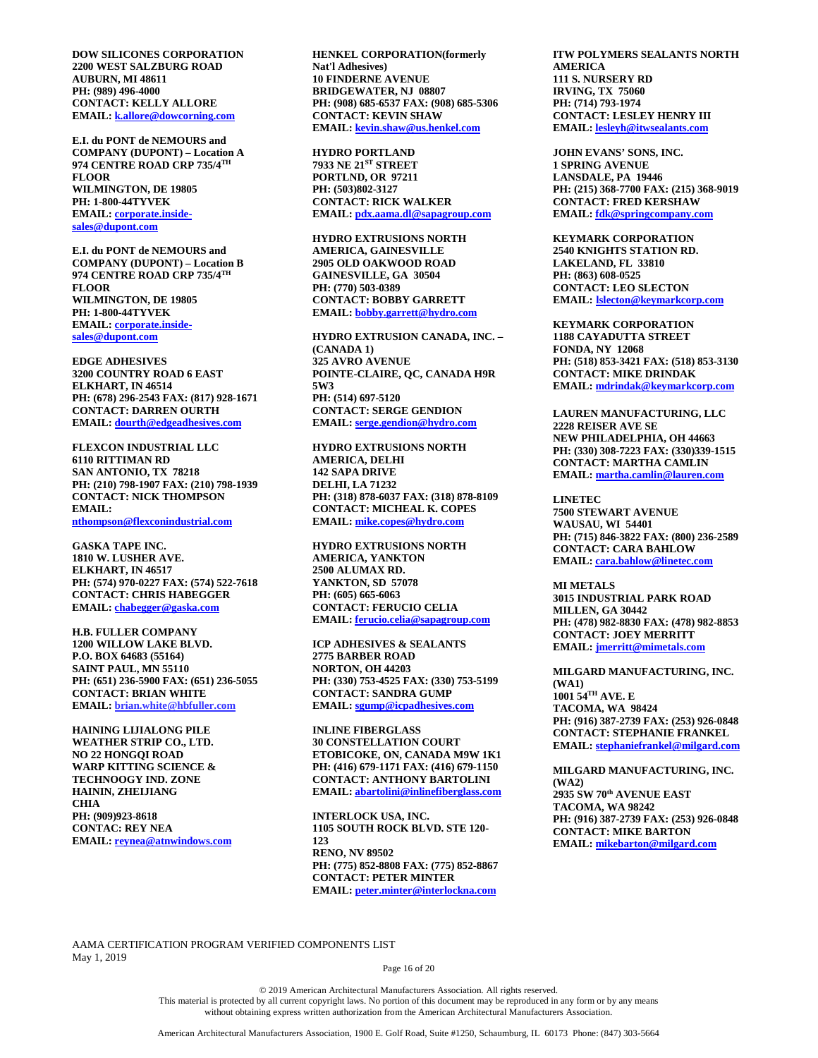**DOW SILICONES CORPORATION**
**2200 WEST SALZBURG ROAD**
**AUBURN, MI 48611**
**PH: (989) 496-4000**
**CONTACT: KELLY ALLORE**
**EMAIL: k.allore@dowcorning.com**

**E.I. du PONT de NEMOURS and COMPANY (DUPONT) – Location A**
**974 CENTRE ROAD CRP 735/4TH FLOOR**
**WILMINGTON, DE 19805**
**PH: 1-800-44TYVEK**
**EMAIL: corporate.inside-sales@dupont.com**

**E.I. du PONT de NEMOURS and COMPANY (DUPONT) – Location B**
**974 CENTRE ROAD CRP 735/4TH FLOOR**
**WILMINGTON, DE 19805**
**PH: 1-800-44TYVEK**
**EMAIL: corporate.inside-sales@dupont.com**

**EDGE ADHESIVES**
**3200 COUNTRY ROAD 6 EAST**
**ELKHART, IN 46514**
**PH: (678) 296-2543 FAX: (817) 928-1671**
**CONTACT: DARREN OURTH**
**EMAIL: dourth@edgeadhesives.com**

**FLEXCON INDUSTRIAL LLC**
**6110 RITTIMAN RD**
**SAN ANTONIO, TX 78218**
**PH: (210) 798-1907 FAX: (210) 798-1939**
**CONTACT: NICK THOMPSON**
**EMAIL: nthompson@flexconindustrial.com**

**GASKA TAPE INC.**
**1810 W. LUSHER AVE.**
**ELKHART, IN 46517**
**PH: (574) 970-0227 FAX: (574) 522-7618**
**CONTACT: CHRIS HABEGGER**
**EMAIL: chabegger@gaska.com**

**H.B. FULLER COMPANY**
**1200 WILLOW LAKE BLVD.**
**P.O. BOX 64683 (55164)**
**SAINT PAUL, MN 55110**
**PH: (651) 236-5900 FAX: (651) 236-5055**
**CONTACT: BRIAN WHITE**
**EMAIL: brian.white@hbfuller.com**

**HAINING LIJIALONG PILE WEATHER STRIP CO., LTD.**
**NO 22 HONGQI ROAD**
**WARP KITTING SCIENCE & TECHNOOGY IND. ZONE**
**HAININ, ZHEIJIANG**
**CHIA**
**PH: (909)923-8618**
**CONTAC: REY NEA**
**EMAIL: reynea@atnwindows.com**

**HENKEL CORPORATION(formerly Nat'l Adhesives)**
**10 FINDERNE AVENUE**
**BRIDGEWATER, NJ 08807**
**PH: (908) 685-6537 FAX: (908) 685-5306**
**CONTACT: KEVIN SHAW**
**EMAIL: kevin.shaw@us.henkel.com**

**HYDRO PORTLAND**
**7933 NE 21ST STREET**
**PORTLND, OR 97211**
**PH: (503)802-3127**
**CONTACT: RICK WALKER**
**EMAIL: pdx.aama.dl@sapagroup.com**

**HYDRO EXTRUSIONS NORTH AMERICA, GAINESVILLE**
**2905 OLD OAKWOOD ROAD**
**GAINESVILLE, GA 30504**
**PH: (770) 503-0389**
**CONTACT: BOBBY GARRETT**
**EMAIL: bobby.garrett@hydro.com**

**HYDRO EXTRUSION CANADA, INC. – (CANADA 1)**
**325 AVRO AVENUE**
**POINTE-CLAIRE, QC, CANADA H9R 5W3**
**PH: (514) 697-5120**
**CONTACT: SERGE GENDION**
**EMAIL: serge.gendion@hydro.com**

**HYDRO EXTRUSIONS NORTH AMERICA, DELHI**
**142 SAPA DRIVE**
**DELHI, LA 71232**
**PH: (318) 878-6037 FAX: (318) 878-8109**
**CONTACT: MICHEAL K. COPES**
**EMAIL: mike.copes@hydro.com**

**HYDRO EXTRUSIONS NORTH AMERICA, YANKTON**
**2500 ALUMAX RD.**
**YANKTON, SD 57078**
**PH: (605) 665-6063**
**CONTACT: FERUCIO CELIA**
**EMAIL: ferucio.celia@sapagroup.com**

**ICP ADHESIVES & SEALANTS**
**2775 BARBER ROAD**
**NORTON, OH 44203**
**PH: (330) 753-4525 FAX: (330) 753-5199**
**CONTACT: SANDRA GUMP**
**EMAIL: sgump@icpadhesives.com**

**INLINE FIBERGLASS**
**30 CONSTELLATION COURT**
**ETOBICOKE, ON, CANADA M9W 1K1**
**PH: (416) 679-1171 FAX: (416) 679-1150**
**CONTACT: ANTHONY BARTOLINI**
**EMAIL: abartolini@inlinefiberglass.com**

**INTERLOCK USA, INC.**
**1105 SOUTH ROCK BLVD. STE 120-123**
**RENO, NV 89502**
**PH: (775) 852-8808 FAX: (775) 852-8867**
**CONTACT: PETER MINTER**
**EMAIL: peter.minter@interlockna.com**

**ITW POLYMERS SEALANTS NORTH AMERICA**
**111 S. NURSERY RD**
**IRVING, TX 75060**
**PH: (714) 793-1974**
**CONTACT: LESLEY HENRY III**
**EMAIL: lesleyh@itwsealants.com**

**JOHN EVANS' SONS, INC.**
**1 SPRING AVENUE**
**LANSDALE, PA 19446**
**PH: (215) 368-7700 FAX: (215) 368-9019**
**CONTACT: FRED KERSHAW**
**EMAIL: fdk@springcompany.com**

**KEYMARK CORPORATION**
**2540 KNIGHTS STATION RD.**
**LAKELAND, FL 33810**
**PH: (863) 608-0525**
**CONTACT: LEO SLECTON**
**EMAIL: lslecton@keymarkcorp.com**

**KEYMARK CORPORATION**
**1188 CAYADUTTA STREET**
**FONDA, NY 12068**
**PH: (518) 853-3421 FAX: (518) 853-3130**
**CONTACT: MIKE DRINDAK**
**EMAIL: mdrindak@keymarkcorp.com**

**LAUREN MANUFACTURING, LLC**
**2228 REISER AVE SE**
**NEW PHILADELPHIA, OH 44663**
**PH: (330) 308-7223 FAX: (330)339-1515**
**CONTACT: MARTHA CAMLIN**
**EMAIL: martha.camlin@lauren.com**

**LINETEC**
**7500 STEWART AVENUE**
**WAUSAU, WI 54401**
**PH: (715) 846-3822 FAX: (800) 236-2589**
**CONTACT: CARA BAHLOW**
**EMAIL: cara.bahlow@linetec.com**

**MI METALS**
**3015 INDUSTRIAL PARK ROAD**
**MILLEN, GA 30442**
**PH: (478) 982-8830 FAX: (478) 982-8853**
**CONTACT: JOEY MERRITT**
**EMAIL: jmerritt@mimetals.com**

**MILGARD MANUFACTURING, INC. (WA1)**
**1001 54TH AVE. E**
**TACOMA, WA 98424**
**PH: (916) 387-2739 FAX: (253) 926-0848**
**CONTACT: STEPHANIE FRANKEL**
**EMAIL: stephaniefrankel@milgard.com**

**MILGARD MANUFACTURING, INC. (WA2)**
**2935 SW 70th AVENUE EAST**
**TACOMA, WA 98242**
**PH: (916) 387-2739 FAX: (253) 926-0848**
**CONTACT: MIKE BARTON**
**EMAIL: mikebarton@milgard.com**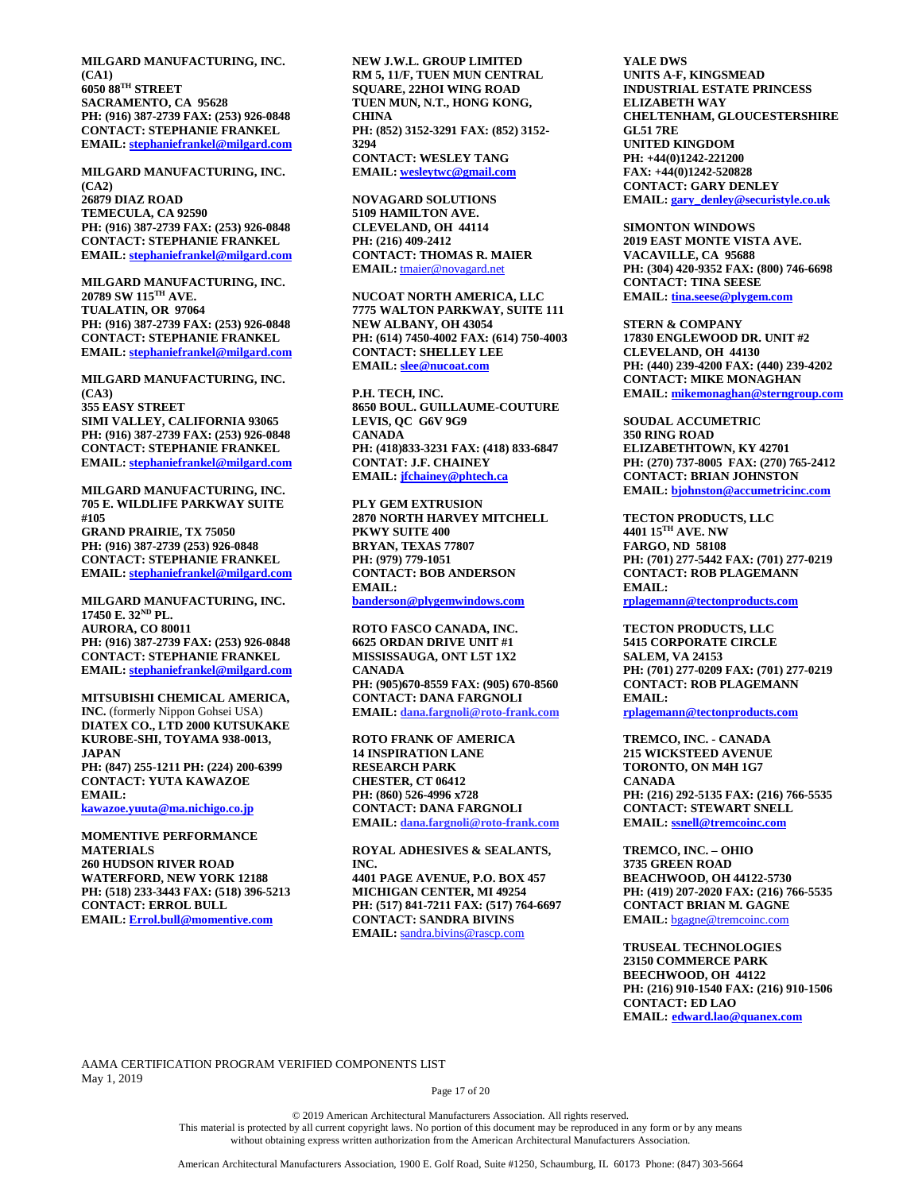**MILGARD MANUFACTURING, INC. (CA1)**
**6050 88TH STREET**
**SACRAMENTO, CA 95628**
**PH: (916) 387-2739 FAX: (253) 926-0848**
**CONTACT: STEPHANIE FRANKEL**
**EMAIL: stephaniefrankel@milgard.com**

**MILGARD MANUFACTURING, INC. (CA2)**
**26879 DIAZ ROAD**
**TEMECULA, CA 92590**
**PH: (916) 387-2739 FAX: (253) 926-0848**
**CONTACT: STEPHANIE FRANKEL**
**EMAIL: stephaniefrankel@milgard.com**

**MILGARD MANUFACTURING, INC.**
**20789 SW 115TH AVE.**
**TUALATIN, OR 97064**
**PH: (916) 387-2739 FAX: (253) 926-0848**
**CONTACT: STEPHANIE FRANKEL**
**EMAIL: stephaniefrankel@milgard.com**

**MILGARD MANUFACTURING, INC. (CA3)**
**355 EASY STREET**
**SIMI VALLEY, CALIFORNIA 93065**
**PH: (916) 387-2739 FAX: (253) 926-0848**
**CONTACT: STEPHANIE FRANKEL**
**EMAIL: stephaniefrankel@milgard.com**

**MILGARD MANUFACTURING, INC.**
**705 E. WILDLIFE PARKWAY SUITE #105**
**GRAND PRAIRIE, TX 75050**
**PH: (916) 387-2739 (253) 926-0848**
**CONTACT: STEPHANIE FRANKEL**
**EMAIL: stephaniefrankel@milgard.com**

**MILGARD MANUFACTURING, INC.**
**17450 E. 32ND PL.**
**AURORA, CO 80011**
**PH: (916) 387-2739 FAX: (253) 926-0848**
**CONTACT: STEPHANIE FRANKEL**
**EMAIL: stephaniefrankel@milgard.com**

**MITSUBISHI CHEMICAL AMERICA, INC.** (formerly Nippon Gohsei USA)
**DIATEX CO., LTD 2000 KUTSUKAKE KUROBE-SHI, TOYAMA 938-0013, JAPAN**
**PH: (847) 255-1211 PH: (224) 200-6399**
**CONTACT: YUTA KAWAZOE**
**EMAIL: kawazoe.yuuta@ma.nichigo.co.jp**

**MOMENTIVE PERFORMANCE MATERIALS**
**260 HUDSON RIVER ROAD**
**WATERFORD, NEW YORK 12188**
**PH: (518) 233-3443 FAX: (518) 396-5213**
**CONTACT: ERROL BULL**
**EMAIL: Errol.bull@momentive.com**

**NEW J.W.L. GROUP LIMITED**
**RM 5, 11/F, TUEN MUN CENTRAL SQUARE, 22HOI WING ROAD**
**TUEN MUN, N.T., HONG KONG, CHINA**
**PH: (852) 3152-3291 FAX: (852) 3152-3294**
**CONTACT: WESLEY TANG**
**EMAIL: wesleytwc@gmail.com**

**NOVAGARD SOLUTIONS**
**5109 HAMILTON AVE.**
**CLEVELAND, OH 44114**
**PH: (216) 409-2412**
**CONTACT: THOMAS R. MAIER**
**EMAIL:** tmaier@novagard.net

**NUCOAT NORTH AMERICA, LLC**
**7775 WALTON PARKWAY, SUITE 111**
**NEW ALBANY, OH 43054**
**PH: (614) 7450-4002 FAX: (614) 750-4003**
**CONTACT: SHELLEY LEE**
**EMAIL: slee@nucoat.com**

**P.H. TECH, INC.**
**8650 BOUL. GUILLAUME-COUTURE**
**LEVIS, QC G6V 9G9**
**CANADA**
**PH: (418)833-3231 FAX: (418) 833-6847**
**CONTAT: J.F. CHAINEY**
**EMAIL: jfchainey@phtech.ca**

**PLY GEM EXTRUSION**
**2870 NORTH HARVEY MITCHELL PKWY SUITE 400**
**BRYAN, TEXAS 77807**
**PH: (979) 779-1051**
**CONTACT: BOB ANDERSON**
**EMAIL: banderson@plygemwindows.com**

**ROTO FASCO CANADA, INC.**
**6625 ORDAN DRIVE UNIT #1**
**MISSISSAUGA, ONT L5T 1X2**
**CANADA**
**PH: (905)670-8559 FAX: (905) 670-8560**
**CONTACT: DANA FARGNOLI**
**EMAIL: dana.fargnoli@roto-frank.com**

**ROTO FRANK OF AMERICA**
**14 INSPIRATION LANE**
**RESEARCH PARK**
**CHESTER, CT 06412**
**PH: (860) 526-4996 x728**
**CONTACT: DANA FARGNOLI**
**EMAIL: dana.fargnoli@roto-frank.com**

**ROYAL ADHESIVES & SEALANTS, INC.**
**4401 PAGE AVENUE, P.O. BOX 457**
**MICHIGAN CENTER, MI 49254**
**PH: (517) 841-7211 FAX: (517) 764-6697**
**CONTACT: SANDRA BIVINS**
**EMAIL:** sandra.bivins@rascp.com

**YALE DWS**
**UNITS A-F, KINGSMEAD INDUSTRIAL ESTATE PRINCESS ELIZABETH WAY**
**CHELTENHAM, GLOUCESTERSHIRE GL51 7RE**
**UNITED KINGDOM**
**PH: +44(0)1242-221200**
**FAX: +44(0)1242-520828**
**CONTACT: GARY DENLEY**
**EMAIL: gary_denley@securistyle.co.uk**

**SIMONTON WINDOWS**
**2019 EAST MONTE VISTA AVE.**
**VACAVILLE, CA 95688**
**PH: (304) 420-9352 FAX: (800) 746-6698**
**CONTACT: TINA SEESE**
**EMAIL: tina.seese@plygem.com**

**STERN & COMPANY**
**17830 ENGLEWOOD DR. UNIT #2**
**CLEVELAND, OH 44130**
**PH: (440) 239-4200 FAX: (440) 239-4202**
**CONTACT: MIKE MONAGHAN**
**EMAIL: mikemonaghan@sterngroup.com**

**SOUDAL ACCUMETRIC**
**350 RING ROAD**
**ELIZABETHTOWN, KY 42701**
**PH: (270) 737-8005 FAX: (270) 765-2412**
**CONTACT: BRIAN JOHNSTON**
**EMAIL: bjohnston@accumetricinc.com**

**TECTON PRODUCTS, LLC**
**4401 15TH AVE. NW**
**FARGO, ND 58108**
**PH: (701) 277-5442 FAX: (701) 277-0219**
**CONTACT: ROB PLAGEMANN**
**EMAIL: rplagemann@tectonproducts.com**

**TECTON PRODUCTS, LLC**
**5415 CORPORATE CIRCLE**
**SALEM, VA 24153**
**PH: (701) 277-0209 FAX: (701) 277-0219**
**CONTACT: ROB PLAGEMANN**
**EMAIL: rplagemann@tectonproducts.com**

**TREMCO, INC. - CANADA**
**215 WICKSTEED AVENUE**
**TORONTO, ON M4H 1G7**
**CANADA**
**PH: (216) 292-5135 FAX: (216) 766-5535**
**CONTACT: STEWART SNELL**
**EMAIL: ssnell@tremcoinc.com**

**TREMCO, INC. – OHIO**
**3735 GREEN ROAD**
**BEACHWOOD, OH 44122-5730**
**PH: (419) 207-2020 FAX: (216) 766-5535**
**CONTACT BRIAN M. GAGNE**
**EMAIL:** bgagne@tremcoinc.com

**TRUSEAL TECHNOLOGIES**
**23150 COMMERCE PARK**
**BEECHWOOD, OH 44122**
**PH: (216) 910-1540 FAX: (216) 910-1506**
**CONTACT: ED LAO**
**EMAIL: edward.lao@quanex.com**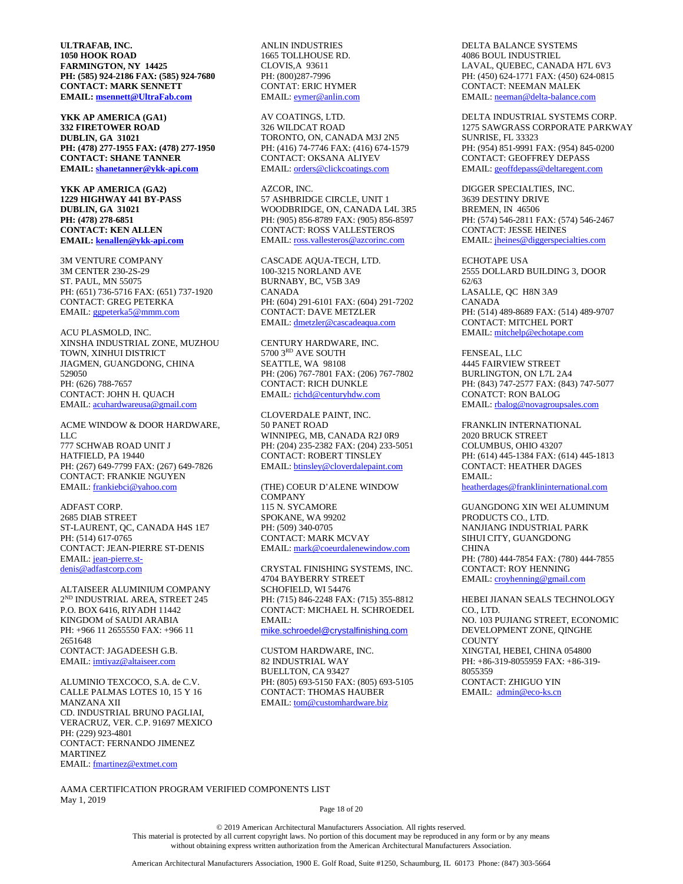**ULTRAFAB, INC.**
**1050 HOOK ROAD**
**FARMINGTON, NY 14425**
**PH: (585) 924-2186 FAX: (585) 924-7680**
**CONTACT: MARK SENNETT**
**EMAIL: msennett@UltraFab.com**

**YKK AP AMERICA (GA1)**
**332 FIRETOWER ROAD**
**DUBLIN, GA 31021**
**PH: (478) 277-1955 FAX: (478) 277-1950**
**CONTACT: SHANE TANNER**
**EMAIL: shanetanner@ykk-api.com**

**YKK AP AMERICA (GA2)**
**1229 HIGHWAY 441 BY-PASS**
**DUBLIN, GA 31021**
**PH: (478) 278-6851**
**CONTACT: KEN ALLEN**
**EMAIL: kenallen@ykk-api.com**

3M VENTURE COMPANY
3M CENTER 230-2S-29
ST. PAUL, MN 55075
PH: (651) 736-5716 FAX: (651) 737-1920
CONTACT: GREG PETERKA
EMAIL: ggpeterka5@mmm.com

ACU PLASMOLD, INC.
XINSHA INDUSTRIAL ZONE, MUZHOU TOWN, XINHUI DISTRICT
JIAGMEN, GUANGDONG, CHINA 529050
PH: (626) 788-7657
CONTACT: JOHN H. QUACH
EMAIL: acuhardwareusa@gmail.com

ACME WINDOW & DOOR HARDWARE, LLC
777 SCHWAB ROAD UNIT J
HATFIELD, PA 19440
PH: (267) 649-7799 FAX: (267) 649-7826
CONTACT: FRANKIE NGUYEN
EMAIL: frankiebci@yahoo.com

ADFAST CORP.
2685 DIAB STREET
ST-LAURENT, QC, CANADA H4S 1E7
PH: (514) 617-0765
CONTACT: JEAN-PIERRE ST-DENIS
EMAIL: jean-pierre.st-denis@adfastcorp.com

ALTAISEER ALUMINIUM COMPANY
2ND INDUSTRIAL AREA, STREET 245
P.O. BOX 6416, RIYADH 11442
KINGDOM of SAUDI ARABIA
PH: +966 11 2655550 FAX: +966 11 2651648
CONTACT: JAGADEESH G.B.
EMAIL: imtiyaz@altaiseer.com

ALUMINIO TEXCOCO, S.A. de C.V.
CALLE PALMAS LOTES 10, 15 Y 16
MANZANA XII
CD. INDUSTRIAL BRUNO PAGLIAI, VERACRUZ, VER. C.P. 91697 MEXICO
PH: (229) 923-4801
CONTACT: FERNANDO JIMENEZ MARTINEZ
EMAIL: fmartinez@extmet.com

ANLIN INDUSTRIES
1665 TOLLHOUSE RD.
CLOVIS,A 93611
PH: (800)287-7996
CONTAT: ERIC HYMER
EMAIL: eymer@anlin.com

AV COATINGS, LTD.
326 WILDCAT ROAD
TORONTO, ON, CANADA M3J 2N5
PH: (416) 74-7746 FAX: (416) 674-1579
CONTACT: OKSANA ALIYEV
EMAIL: orders@clickcoatings.com

AZCOR, INC.
57 ASHBRIDGE CIRCLE, UNIT 1
WOODBRIDGE, ON, CANADA L4L 3R5
PH: (905) 856-8789 FAX: (905) 856-8597
CONTACT: ROSS VALLESTEROS
EMAIL: ross.vallesteros@azcorinc.com

CASCADE AQUA-TECH, LTD.
100-3215 NORLAND AVE
BURNABY, BC, V5B 3A9
CANADA
PH: (604) 291-6101 FAX: (604) 291-7202
CONTACT: DAVE METZLER
EMAIL: dmetzler@cascadeaqua.com

CENTURY HARDWARE, INC.
5700 3RD AVE SOUTH
SEATTLE, WA 98108
PH: (206) 767-7801 FAX: (206) 767-7802
CONTACT: RICH DUNKLE
EMAIL: richd@centuryhdw.com

CLOVERDALE PAINT, INC.
50 PANET ROAD
WINNIPEG, MB, CANADA R2J 0R9
PH: (204) 235-2382 FAX: (204) 233-5051
CONTACT: ROBERT TINSLEY
EMAIL: btinsley@cloverdalepaint.com

(THE) COEUR D'ALENE WINDOW COMPANY
115 N. SYCAMORE
SPOKANE, WA 99202
PH: (509) 340-0705
CONTACT: MARK MCVAY
EMAIL: mark@coeurdalenewindow.com

CRYSTAL FINISHING SYSTEMS, INC.
4704 BAYBERRY STREET
SCHOFIELD, WI 54476
PH: (715) 846-2248 FAX: (715) 355-8812
CONTACT: MICHAEL H. SCHROEDEL
EMAIL: mike.schroedel@crystalfinishing.com

CUSTOM HARDWARE, INC.
82 INDUSTRIAL WAY
BUELLTON, CA 93427
PH: (805) 693-5150 FAX: (805) 693-5105
CONTACT: THOMAS HAUBER
EMAIL: tom@customhardware.biz

DELTA BALANCE SYSTEMS
4086 BOUL INDUSTRIEL
LAVAL, QUEBEC, CANADA H7L 6V3
PH: (450) 624-1771 FAX: (450) 624-0815
CONTACT: NEEMAN MALEK
EMAIL: neeman@delta-balance.com

DELTA INDUSTRIAL SYSTEMS CORP.
1275 SAWGRASS CORPORATE PARKWAY
SUNRISE, FL 33323
PH: (954) 851-9991 FAX: (954) 845-0200
CONTACT: GEOFFREY DEPASS
EMAIL: geoffdepass@deltaregent.com

DIGGER SPECIALTIES, INC.
3639 DESTINY DRIVE
BREMEN, IN 46506
PH: (574) 546-2811 FAX: (574) 546-2467
CONTACT: JESSE HEINES
EMAIL: jheines@diggerspecialties.com

ECHOTAPE USA
2555 DOLLARD BUILDING 3, DOOR 62/63
LASALLE, QC H8N 3A9
CANADA
PH: (514) 489-8689 FAX: (514) 489-9707
CONTACT: MITCHEL PORT
EMAIL: mitchelp@echotape.com

FENSEAL, LLC
4445 FAIRVIEW STREET
BURLINGTON, ON L7L 2A4
PH: (843) 747-2577 FAX: (843) 747-5077
CONATCT: RON BALOG
EMAIL: rbalog@novagroupsales.com

FRANKLIN INTERNATIONAL
2020 BRUCK STREET
COLUMBUS, OHIO 43207
PH: (614) 445-1384 FAX: (614) 445-1813
CONTACT: HEATHER DAGES
EMAIL: heatherdages@franklininternational.com

GUANGDONG XIN WEI ALUMINUM PRODUCTS CO., LTD.
NANJIANG INDUSTRIAL PARK
SIHUI CITY, GUANGDONG
CHINA
PH: (780) 444-7854 FAX: (780) 444-7855
CONTACT: ROY HENNING
EMAIL: croyhenning@gmail.com

HEBEI JIANAN SEALS TECHNOLOGY CO., LTD.
NO. 103 PUJIANG STREET, ECONOMIC DEVELOPMENT ZONE, QINGHE COUNTY
XINGTAI, HEBEI, CHINA 054800
PH: +86-319-8055959 FAX: +86-319-8055359
CONTACT: ZHIGUO YIN
EMAIL: admin@eco-ks.cn

AAMA CERTIFICATION PROGRAM VERIFIED COMPONENTS LIST
May 1, 2019

© 2019 American Architectural Manufacturers Association. All rights reserved.
This material is protected by all current copyright laws. No portion of this document may be reproduced in any form or by any means without obtaining express written authorization from the American Architectural Manufacturers Association.

American Architectural Manufacturers Association, 1900 E. Golf Road, Suite #1250, Schaumburg, IL 60173 Phone: (847) 303-5664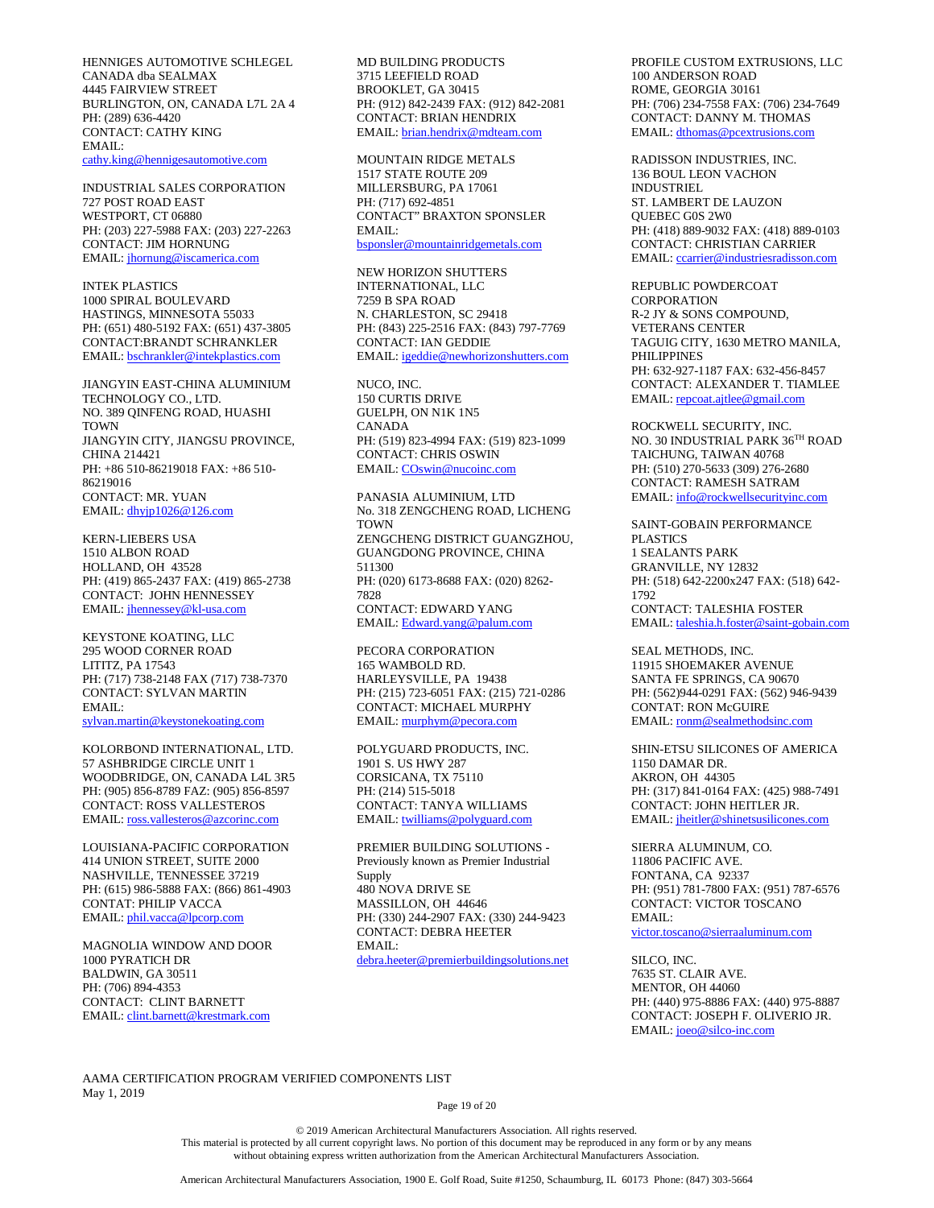HENNIGES AUTOMOTIVE SCHLEGEL CANADA dba SEALMAX
4445 FAIRVIEW STREET
BURLINGTON, ON, CANADA L7L 2A 4
PH: (289) 636-4420
CONTACT: CATHY KING
EMAIL:
cathy.king@hennigesautomotive.com

INDUSTRIAL SALES CORPORATION
727 POST ROAD EAST
WESTPORT, CT 06880
PH: (203) 227-5988 FAX: (203) 227-2263
CONTACT: JIM HORNUNG
EMAIL: jhornung@iscamerica.com

INTEK PLASTICS
1000 SPIRAL BOULEVARD
HASTINGS, MINNESOTA 55033
PH: (651) 480-5192 FAX: (651) 437-3805
CONTACT:BRANDT SCHRANKLER
EMAIL: bschrankler@intekplastics.com

JIANGYIN EAST-CHINA ALUMINIUM TECHNOLOGY CO., LTD.
NO. 389 QINFENG ROAD, HUASHI TOWN
JIANGYIN CITY, JIANGSU PROVINCE, CHINA 214421
PH: +86 510-86219018 FAX: +86 510-86219016
CONTACT: MR. YUAN
EMAIL: dhyjp1026@126.com

KERN-LIEBERS USA
1510 ALBON ROAD
HOLLAND, OH 43528
PH: (419) 865-2437 FAX: (419) 865-2738
CONTACT: JOHN HENNESSEY
EMAIL: jhennessey@kl-usa.com

KEYSTONE KOATING, LLC
295 WOOD CORNER ROAD
LITITZ, PA 17543
PH: (717) 738-2148 FAX (717) 738-7370
CONTACT: SYLVAN MARTIN
EMAIL:
sylvan.martin@keystonekoating.com

KOLORBOND INTERNATIONAL, LTD.
57 ASHBRIDGE CIRCLE UNIT 1
WOODBRIDGE, ON, CANADA L4L 3R5
PH: (905) 856-8789 FAZ: (905) 856-8597
CONTACT: ROSS VALLESTEROS
EMAIL: ross.vallesteros@azcorinc.com

LOUISIANA-PACIFIC CORPORATION
414 UNION STREET, SUITE 2000
NASHVILLE, TENNESSEE 37219
PH: (615) 986-5888 FAX: (866) 861-4903
CONTAT: PHILIP VACCA
EMAIL: phil.vacca@lpcorp.com

MAGNOLIA WINDOW AND DOOR
1000 PYRATICH DR
BALDWIN, GA 30511
PH: (706) 894-4353
CONTACT: CLINT BARNETT
EMAIL: clint.barnett@krestmark.com

MD BUILDING PRODUCTS
3715 LEEFIELD ROAD
BROOKLET, GA 30415
PH: (912) 842-2439 FAX: (912) 842-2081
CONTACT: BRIAN HENDRIX
EMAIL: brian.hendrix@mdteam.com

MOUNTAIN RIDGE METALS
1517 STATE ROUTE 209
MILLERSBURG, PA 17061
PH: (717) 692-4851
CONTACT" BRAXTON SPONSLER
EMAIL:
bsponsler@mountainridgemetals.com

NEW HORIZON SHUTTERS INTERNATIONAL, LLC
7259 B SPA ROAD
N. CHARLESTON, SC 29418
PH: (843) 225-2516 FAX: (843) 797-7769
CONTACT: IAN GEDDIE
EMAIL: igeddie@newhorizonshutters.com

NUCO, INC.
150 CURTIS DRIVE
GUELPH, ON N1K 1N5
CANADA
PH: (519) 823-4994 FAX: (519) 823-1099
CONTACT: CHRIS OSWIN
EMAIL: COswin@nucoinc.com

PANASIA ALUMINIUM, LTD
No. 318 ZENGCHENG ROAD, LICHENG TOWN
ZENGCHENG DISTRICT GUANGZHOU, GUANGDONG PROVINCE, CHINA 511300
PH: (020) 6173-8688 FAX: (020) 8262-7828
CONTACT: EDWARD YANG
EMAIL: Edward.yang@palum.com

PECORA CORPORATION
165 WAMBOLD RD.
HARLEYSVILLE, PA 19438
PH: (215) 723-6051 FAX: (215) 721-0286
CONTACT: MICHAEL MURPHY
EMAIL: murphym@pecora.com

POLYGUARD PRODUCTS, INC.
1901 S. US HWY 287
CORSICANA, TX 75110
PH: (214) 515-5018
CONTACT: TANYA WILLIAMS
EMAIL: twilliams@polyguard.com

PREMIER BUILDING SOLUTIONS - Previously known as Premier Industrial Supply
480 NOVA DRIVE SE
MASSILLON, OH 44646
PH: (330) 244-2907 FAX: (330) 244-9423
CONTACT: DEBRA HEETER
EMAIL:
debra.heeter@premierbuildingsolutions.net

PROFILE CUSTOM EXTRUSIONS, LLC
100 ANDERSON ROAD
ROME, GEORGIA 30161
PH: (706) 234-7558 FAX: (706) 234-7649
CONTACT: DANNY M. THOMAS
EMAIL: dthomas@pcextrusions.com

RADISSON INDUSTRIES, INC.
136 BOUL LEON VACHON INDUSTRIEL
ST. LAMBERT DE LAUZON
QUEBEC G0S 2W0
PH: (418) 889-9032 FAX: (418) 889-0103
CONTACT: CHRISTIAN CARRIER
EMAIL: ccarrier@industriesradisson.com

REPUBLIC POWDERCOAT CORPORATION
R-2 JY & SONS COMPOUND, VETERANS CENTER
TAGUIG CITY, 1630 METRO MANILA, PHILIPPINES
PH: 632-927-1187 FAX: 632-456-8457
CONTACT: ALEXANDER T. TIAMLEE
EMAIL: repcoat.ajtlee@gmail.com

ROCKWELL SECURITY, INC.
NO. 30 INDUSTRIAL PARK 36TH ROAD
TAICHUNG, TAIWAN 40768
PH: (510) 270-5633 (309) 276-2680
CONTACT: RAMESH SATRAM
EMAIL: info@rockwellsecurityinc.com

SAINT-GOBAIN PERFORMANCE PLASTICS
1 SEALANTS PARK
GRANVILLE, NY 12832
PH: (518) 642-2200x247 FAX: (518) 642-1792
CONTACT: TALESHIA FOSTER
EMAIL: taleshia.h.foster@saint-gobain.com

SEAL METHODS, INC.
11915 SHOEMAKER AVENUE
SANTA FE SPRINGS, CA 90670
PH: (562)944-0291 FAX: (562) 946-9439
CONTAT: RON McGUIRE
EMAIL: ronm@sealmethodsinc.com

SHIN-ETSU SILICONES OF AMERICA
1150 DAMAR DR.
AKRON, OH 44305
PH: (317) 841-0164 FAX: (425) 988-7491
CONTACT: JOHN HEITLER JR.
EMAIL: jheitler@shinetsusilicones.com

SIERRA ALUMINUM, CO.
11806 PACIFIC AVE.
FONTANA, CA 92337
PH: (951) 781-7800 FAX: (951) 787-6576
CONTACT: VICTOR TOSCANO
EMAIL:
victor.toscano@sierraaluminum.com

SILCO, INC.
7635 ST. CLAIR AVE.
MENTOR, OH 44060
PH: (440) 975-8886 FAX: (440) 975-8887
CONTACT: JOSEPH F. OLIVERIO JR.
EMAIL: joeo@silco-inc.com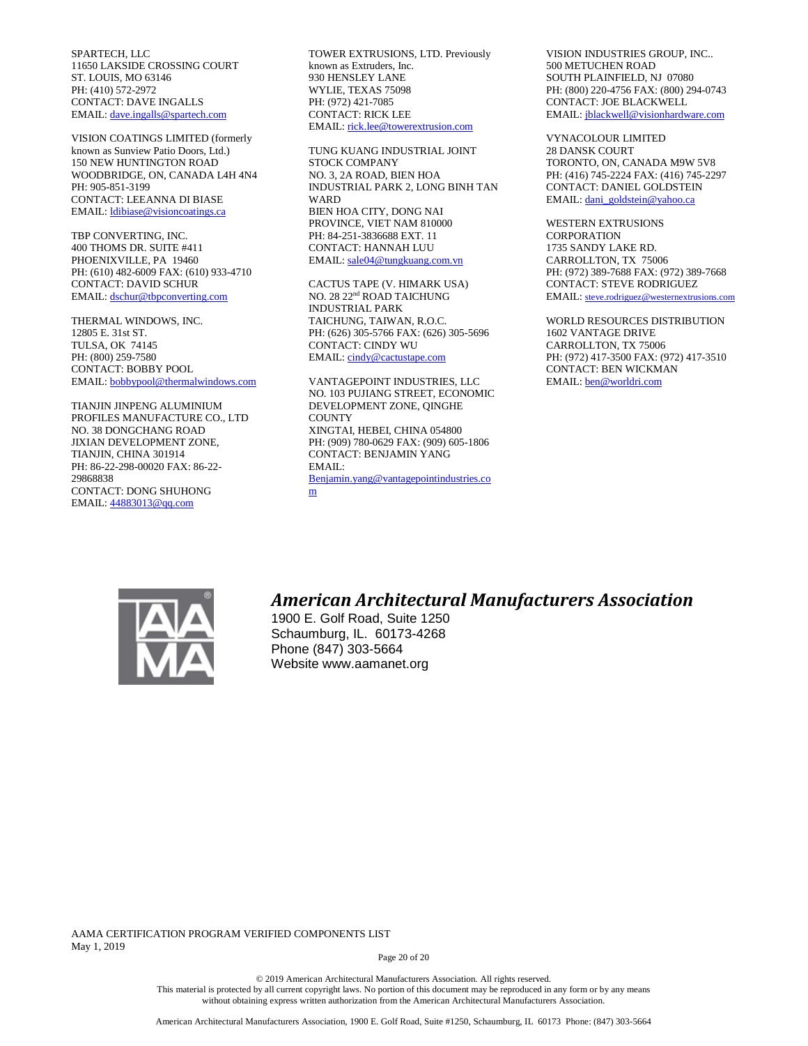SPARTECH, LLC
11650 LAKSIDE CROSSING COURT
ST. LOUIS, MO 63146
PH: (410) 572-2972
CONTACT: DAVE INGALLS
EMAIL: dave.ingalls@spartech.com

VISION COATINGS LIMITED (formerly known as Sunview Patio Doors, Ltd.)
150 NEW HUNTINGTON ROAD
WOODBRIDGE, ON, CANADA L4H 4N4
PH: 905-851-3199
CONTACT: LEEANNA DI BIASE
EMAIL: ldibiase@visioncoatings.ca

TBP CONVERTING, INC.
400 THOMS DR. SUITE #411
PHOENIXVILLE, PA 19460
PH: (610) 482-6009 FAX: (610) 933-4710
CONTACT: DAVID SCHUR
EMAIL: dschur@tbpconverting.com

THERMAL WINDOWS, INC.
12805 E. 31st ST.
TULSA, OK 74145
PH: (800) 259-7580
CONTACT: BOBBY POOL
EMAIL: bobbypool@thermalwindows.com

TIANJIN JINPENG ALUMINIUM PROFILES MANUFACTURE CO., LTD
NO. 38 DONGCHANG ROAD
JIXIAN DEVELOPMENT ZONE,
TIANJIN, CHINA 301914
PH: 86-22-298-00020 FAX: 86-22-29868838
CONTACT: DONG SHUHONG
EMAIL: 44883013@qq.com

TOWER EXTRUSIONS, LTD. Previously known as Extruders, Inc.
930 HENSLEY LANE
WYLIE, TEXAS 75098
PH: (972) 421-7085
CONTACT: RICK LEE
EMAIL: rick.lee@towerextrusion.com

TUNG KUANG INDUSTRIAL JOINT STOCK COMPANY
NO. 3, 2A ROAD, BIEN HOA INDUSTRIAL PARK 2, LONG BINH TAN WARD
BIEN HOA CITY, DONG NAI PROVINCE, VIET NAM 810000
PH: 84-251-3836688 EXT. 11
CONTACT: HANNAH LUU
EMAIL: sale04@tungkuang.com.vn

CACTUS TAPE (V. HIMARK USA)
NO. 28 22nd ROAD TAICHUNG INDUSTRIAL PARK
TAICHUNG, TAIWAN, R.O.C.
PH: (626) 305-5766 FAX: (626) 305-5696
CONTACT: CINDY WU
EMAIL: cindy@cactustape.com

VANTAGEPOINT INDUSTRIES, LLC
NO. 103 PUJIANG STREET, ECONOMIC DEVELOPMENT ZONE, QINGHE COUNTY
XINGTAI, HEBEI, CHINA 054800
PH: (909) 780-0629 FAX: (909) 605-1806
CONTACT: BENJAMIN YANG
EMAIL: Benjamin.yang@vantagepointindustries.com

VISION INDUSTRIES GROUP, INC..
500 METUCHEN ROAD
SOUTH PLAINFIELD, NJ 07080
PH: (800) 220-4756 FAX: (800) 294-0743
CONTACT: JOE BLACKWELL
EMAIL: jblackwell@visionhardware.com

VYNACOLOUR LIMITED
28 DANSK COURT
TORONTO, ON, CANADA M9W 5V8
PH: (416) 745-2224 FAX: (416) 745-2297
CONTACT: DANIEL GOLDSTEIN
EMAIL: dani_goldstein@yahoo.ca

WESTERN EXTRUSIONS CORPORATION
1735 SANDY LAKE RD.
CARROLLTON, TX 75006
PH: (972) 389-7688 FAX: (972) 389-7668
CONTACT: STEVE RODRIGUEZ
EMAIL: steve.rodriguez@westernextrusions.com

WORLD RESOURCES DISTRIBUTION
1602 VANTAGE DRIVE
CARROLLTON, TX 75006
PH: (972) 417-3500 FAX: (972) 417-3510
CONTACT: BEN WICKMAN
EMAIL: ben@worldri.com

***American Architectural Manufacturers Association***
1900 E. Golf Road, Suite 1250
Schaumburg, IL. 60173-4268
Phone (847) 303-5664
Website www.aamanet.org

AAMA CERTIFICATION PROGRAM VERIFIED COMPONENTS LIST
May 1, 2019

© 2019 American Architectural Manufacturers Association. All rights reserved.
This material is protected by all current copyright laws. No portion of this document may be reproduced in any form or by any means without obtaining express written authorization from the American Architectural Manufacturers Association.

American Architectural Manufacturers Association, 1900 E. Golf Road, Suite #1250, Schaumburg, IL 60173 Phone: (847) 303-5664